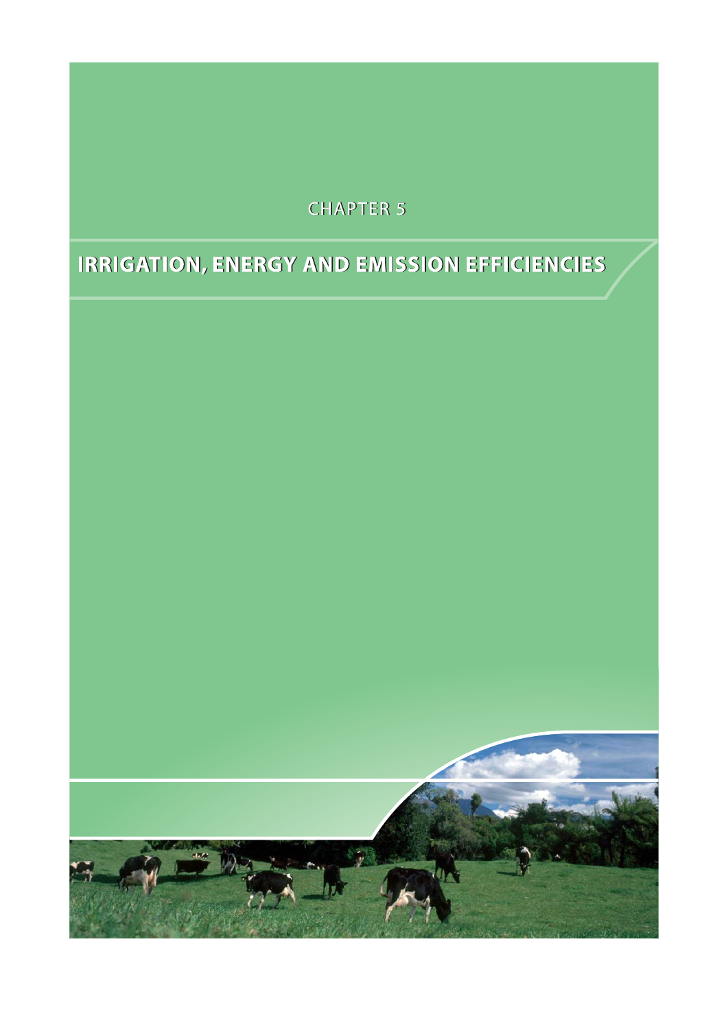CHAPTER 5

# IRRIGATION, ENERGY AND EMISSION EFFICIENCIES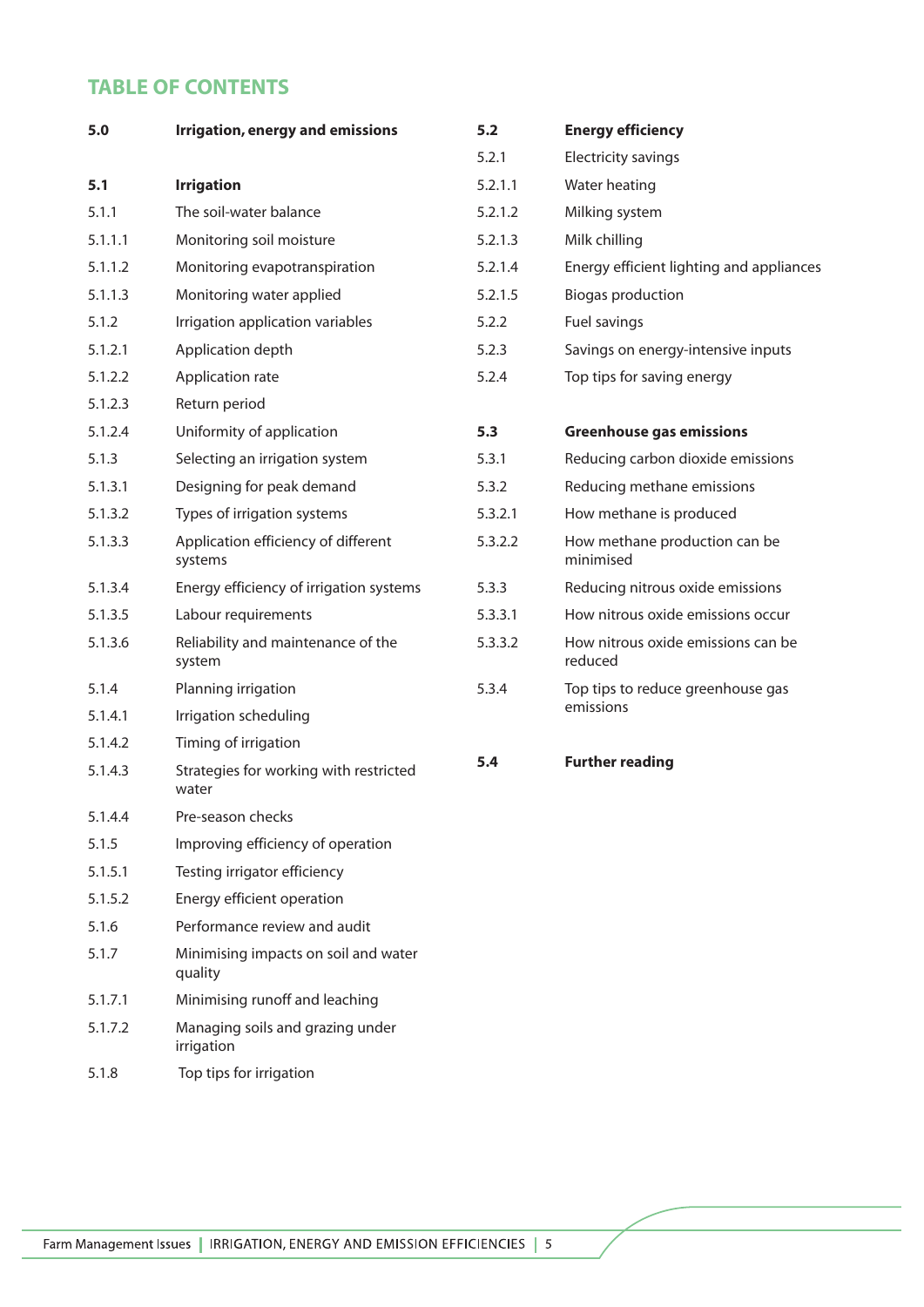## TABLE OF CONTENTS

| | |
|---|---|
| **5.0** | **Irrigation, energy and emissions** |
| | |
| **5.1** | **Irrigation** |
| 5.1.1 | The soil-water balance |
| 5.1.1.1 | Monitoring soil moisture |
| 5.1.1.2 | Monitoring evapotranspiration |
| 5.1.1.3 | Monitoring water applied |
| 5.1.2 | Irrigation application variables |
| 5.1.2.1 | Application depth |
| 5.1.2.2 | Application rate |
| 5.1.2.3 | Return period |
| 5.1.2.4 | Uniformity of application |
| 5.1.3 | Selecting an irrigation system |
| 5.1.3.1 | Designing for peak demand |
| 5.1.3.2 | Types of irrigation systems |
| 5.1.3.3 | Application efficiency of different systems |
| 5.1.3.4 | Energy efficiency of irrigation systems |
| 5.1.3.5 | Labour requirements |
| 5.1.3.6 | Reliability and maintenance of the system |
| 5.1.4 | Planning irrigation |
| 5.1.4.1 | Irrigation scheduling |
| 5.1.4.2 | Timing of irrigation |
| 5.1.4.3 | Strategies for working with restricted water |
| 5.1.4.4 | Pre-season checks |
| 5.1.5 | Improving efficiency of operation |
| 5.1.5.1 | Testing irrigator efficiency |
| 5.1.5.2 | Energy efficient operation |
| 5.1.6 | Performance review and audit |
| 5.1.7 | Minimising impacts on soil and water quality |
| 5.1.7.1 | Minimising runoff and leaching |
| 5.1.7.2 | Managing soils and grazing under irrigation |
| 5.1.8 | Top tips for irrigation |
| | |
| **5.2** | **Energy efficiency** |
| 5.2.1 | Electricity savings |
| 5.2.1.1 | Water heating |
| 5.2.1.2 | Milking system |
| 5.2.1.3 | Milk chilling |
| 5.2.1.4 | Energy efficient lighting and appliances |
| 5.2.1.5 | Biogas production |
| 5.2.2 | Fuel savings |
| 5.2.3 | Savings on energy-intensive inputs |
| 5.2.4 | Top tips for saving energy |
| | |
| **5.3** | **Greenhouse gas emissions** |
| 5.3.1 | Reducing carbon dioxide emissions |
| 5.3.2 | Reducing methane emissions |
| 5.3.2.1 | How methane is produced |
| 5.3.2.2 | How methane production can be minimised |
| 5.3.3 | Reducing nitrous oxide emissions |
| 5.3.3.1 | How nitrous oxide emissions occur |
| 5.3.3.2 | How nitrous oxide emissions can be reduced |
| 5.3.4 | Top tips to reduce greenhouse gas emissions |
| | |
| **5.4** | **Further reading** |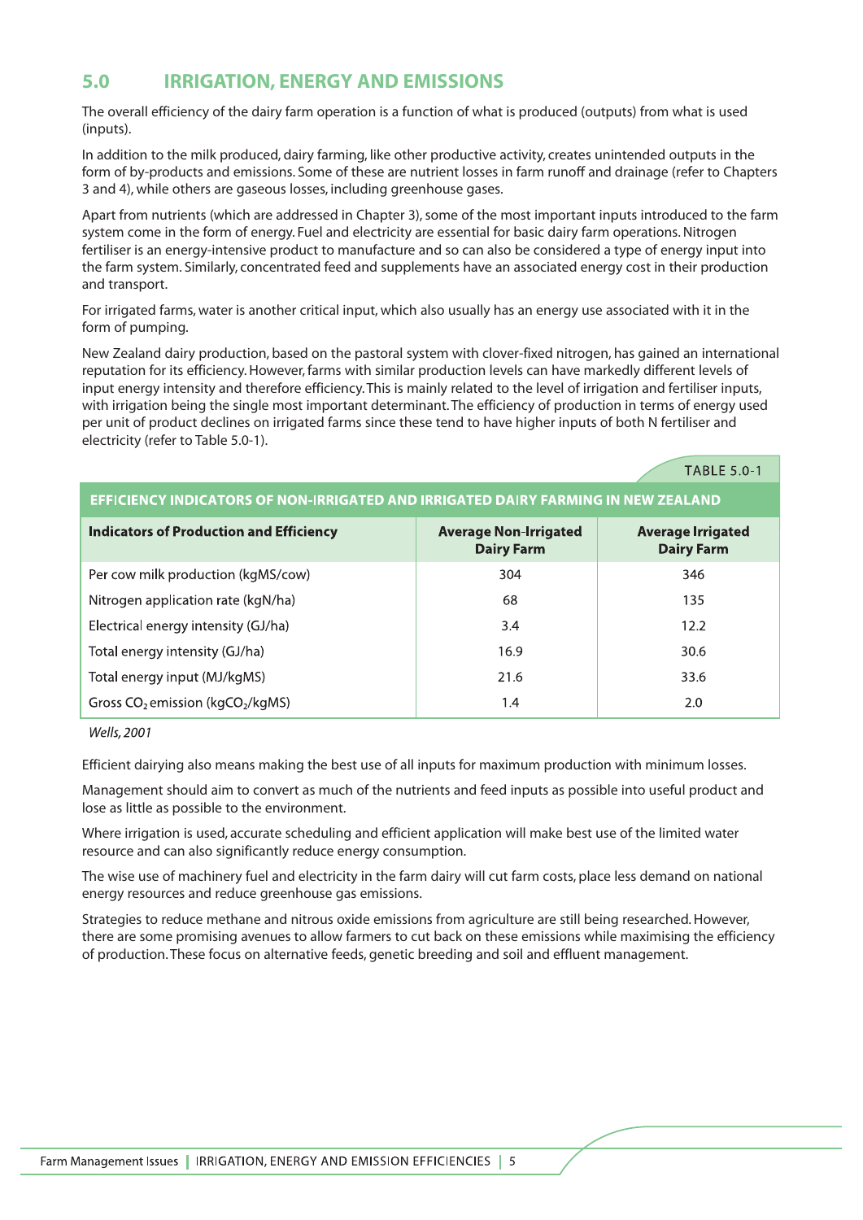## 5.0 IRRIGATION, ENERGY AND EMISSIONS

The overall efficiency of the dairy farm operation is a function of what is produced (outputs) from what is used (inputs).

In addition to the milk produced, dairy farming, like other productive activity, creates unintended outputs in the form of by-products and emissions. Some of these are nutrient losses in farm runoff and drainage (refer to Chapters 3 and 4), while others are gaseous losses, including greenhouse gases.

Apart from nutrients (which are addressed in Chapter 3), some of the most important inputs introduced to the farm system come in the form of energy. Fuel and electricity are essential for basic dairy farm operations. Nitrogen fertiliser is an energy-intensive product to manufacture and so can also be considered a type of energy input into the farm system. Similarly, concentrated feed and supplements have an associated energy cost in their production and transport.

For irrigated farms, water is another critical input, which also usually has an energy use associated with it in the form of pumping.

New Zealand dairy production, based on the pastoral system with clover-fixed nitrogen, has gained an international reputation for its efficiency. However, farms with similar production levels can have markedly different levels of input energy intensity and therefore efficiency. This is mainly related to the level of irrigation and fertiliser inputs, with irrigation being the single most important determinant. The efficiency of production in terms of energy used per unit of product declines on irrigated farms since these tend to have higher inputs of both N fertiliser and electricity (refer to Table 5.0-1).

TABLE 5.0-1

**EFFICIENCY INDICATORS OF NON-IRRIGATED AND IRRIGATED DAIRY FARMING IN NEW ZEALAND**

| Indicators of Production and Efficiency | Average Non-Irrigated Dairy Farm | Average Irrigated Dairy Farm |
|---|---|---|
| Per cow milk production (kgMS/cow) | 304 | 346 |
| Nitrogen application rate (kgN/ha) | 68 | 135 |
| Electrical energy intensity (GJ/ha) | 3.4 | 12.2 |
| Total energy intensity (GJ/ha) | 16.9 | 30.6 |
| Total energy input (MJ/kgMS) | 21.6 | 33.6 |
| Gross $CO_2$ emission (kg$CO_2$/kgMS) | 1.4 | 2.0 |

*Wells, 2001*

Efficient dairying also means making the best use of all inputs for maximum production with minimum losses.

Management should aim to convert as much of the nutrients and feed inputs as possible into useful product and lose as little as possible to the environment.

Where irrigation is used, accurate scheduling and efficient application will make best use of the limited water resource and can also significantly reduce energy consumption.

The wise use of machinery fuel and electricity in the farm dairy will cut farm costs, place less demand on national energy resources and reduce greenhouse gas emissions.

Strategies to reduce methane and nitrous oxide emissions from agriculture are still being researched. However, there are some promising avenues to allow farmers to cut back on these emissions while maximising the efficiency of production. These focus on alternative feeds, genetic breeding and soil and effluent management.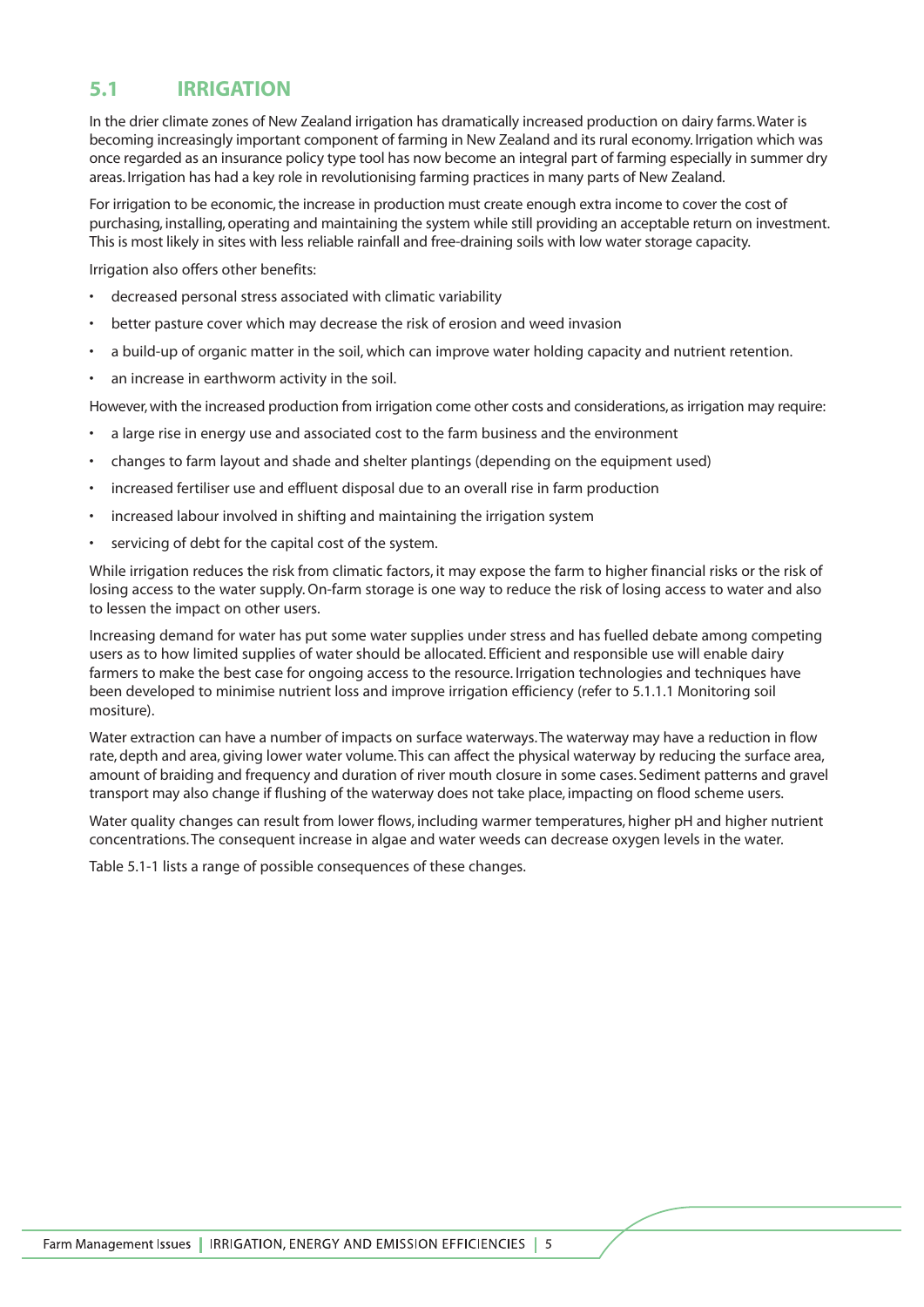## 5.1 IRRIGATION

In the drier climate zones of New Zealand irrigation has dramatically increased production on dairy farms. Water is becoming increasingly important component of farming in New Zealand and its rural economy. Irrigation which was once regarded as an insurance policy type tool has now become an integral part of farming especially in summer dry areas. Irrigation has had a key role in revolutionising farming practices in many parts of New Zealand.

For irrigation to be economic, the increase in production must create enough extra income to cover the cost of purchasing, installing, operating and maintaining the system while still providing an acceptable return on investment. This is most likely in sites with less reliable rainfall and free-draining soils with low water storage capacity.

Irrigation also offers other benefits:

- decreased personal stress associated with climatic variability
- better pasture cover which may decrease the risk of erosion and weed invasion
- a build-up of organic matter in the soil, which can improve water holding capacity and nutrient retention.
- an increase in earthworm activity in the soil.

However, with the increased production from irrigation come other costs and considerations, as irrigation may require:

- a large rise in energy use and associated cost to the farm business and the environment
- changes to farm layout and shade and shelter plantings (depending on the equipment used)
- increased fertiliser use and effluent disposal due to an overall rise in farm production
- increased labour involved in shifting and maintaining the irrigation system
- servicing of debt for the capital cost of the system.

While irrigation reduces the risk from climatic factors, it may expose the farm to higher financial risks or the risk of losing access to the water supply. On-farm storage is one way to reduce the risk of losing access to water and also to lessen the impact on other users.

Increasing demand for water has put some water supplies under stress and has fuelled debate among competing users as to how limited supplies of water should be allocated. Efficient and responsible use will enable dairy farmers to make the best case for ongoing access to the resource. Irrigation technologies and techniques have been developed to minimise nutrient loss and improve irrigation efficiency (refer to 5.1.1.1 Monitoring soil mositure).

Water extraction can have a number of impacts on surface waterways. The waterway may have a reduction in flow rate, depth and area, giving lower water volume. This can affect the physical waterway by reducing the surface area, amount of braiding and frequency and duration of river mouth closure in some cases. Sediment patterns and gravel transport may also change if flushing of the waterway does not take place, impacting on flood scheme users.

Water quality changes can result from lower flows, including warmer temperatures, higher pH and higher nutrient concentrations. The consequent increase in algae and water weeds can decrease oxygen levels in the water.

Table 5.1-1 lists a range of possible consequences of these changes.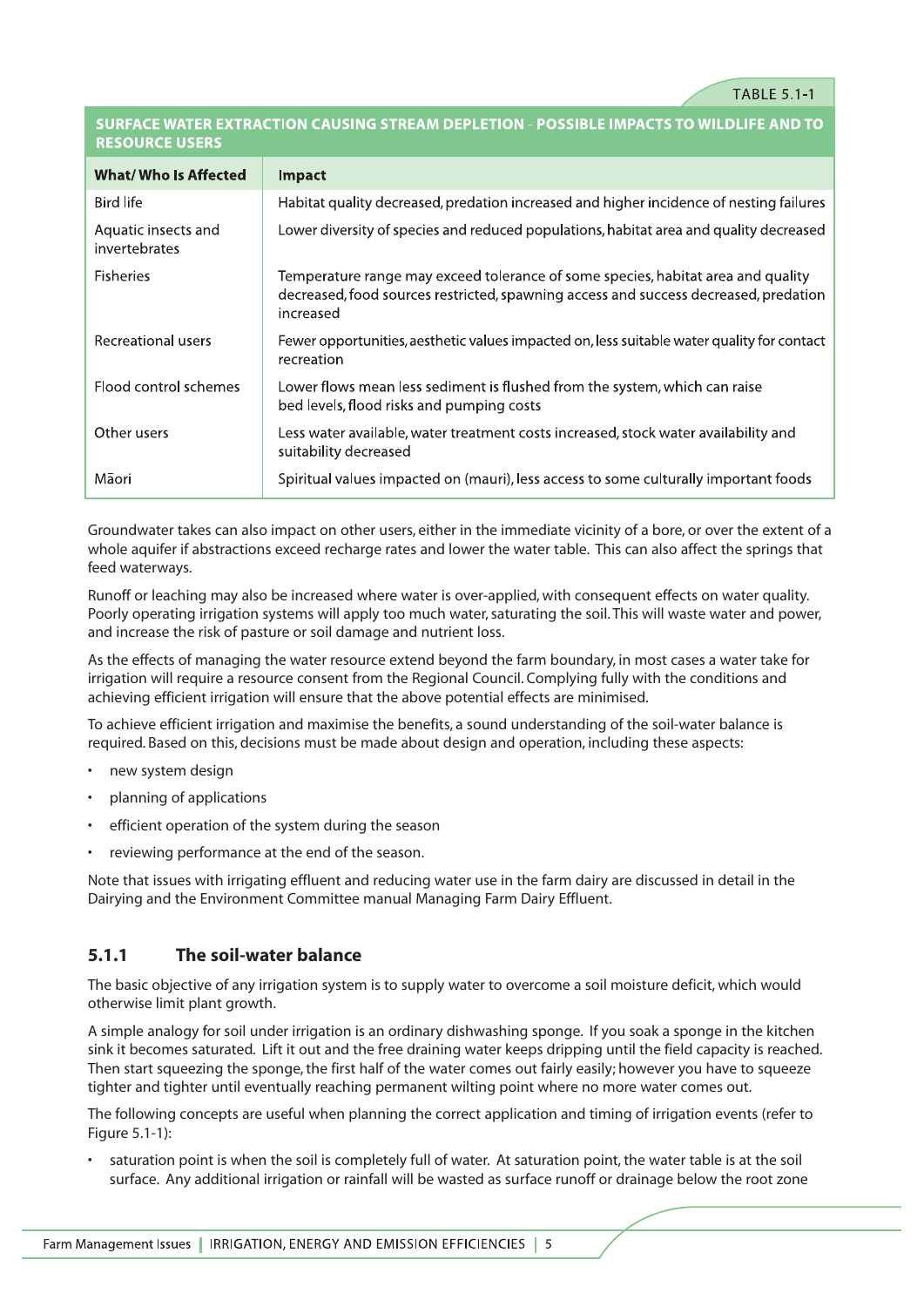TABLE 5.1-1

**SURFACE WATER EXTRACTION CAUSING STREAM DEPLETION - POSSIBLE IMPACTS TO WILDLIFE AND TO RESOURCE USERS**

| What/ Who Is Affected | Impact |
|---|---|
| Bird life | Habitat quality decreased, predation increased and higher incidence of nesting failures |
| Aquatic insects and invertebrates | Lower diversity of species and reduced populations, habitat area and quality decreased |
| Fisheries | Temperature range may exceed tolerance of some species, habitat area and quality decreased, food sources restricted, spawning access and success decreased, predation increased |
| Recreational users | Fewer opportunities, aesthetic values impacted on, less suitable water quality for contact recreation |
| Flood control schemes | Lower flows mean less sediment is flushed from the system, which can raise bed levels, flood risks and pumping costs |
| Other users | Less water available, water treatment costs increased, stock water availability and suitability decreased |
| Māori | Spiritual values impacted on (mauri), less access to some culturally important foods |

Groundwater takes can also impact on other users, either in the immediate vicinity of a bore, or over the extent of a whole aquifer if abstractions exceed recharge rates and lower the water table. This can also affect the springs that feed waterways.

Runoff or leaching may also be increased where water is over-applied, with consequent effects on water quality. Poorly operating irrigation systems will apply too much water, saturating the soil. This will waste water and power, and increase the risk of pasture or soil damage and nutrient loss.

As the effects of managing the water resource extend beyond the farm boundary, in most cases a water take for irrigation will require a resource consent from the Regional Council. Complying fully with the conditions and achieving efficient irrigation will ensure that the above potential effects are minimised.

To achieve efficient irrigation and maximise the benefits, a sound understanding of the soil-water balance is required. Based on this, decisions must be made about design and operation, including these aspects:

- new system design
- planning of applications
- efficient operation of the system during the season
- reviewing performance at the end of the season.

Note that issues with irrigating effluent and reducing water use in the farm dairy are discussed in detail in the Dairying and the Environment Committee manual Managing Farm Dairy Effluent.

### 5.1.1 The soil-water balance

The basic objective of any irrigation system is to supply water to overcome a soil moisture deficit, which would otherwise limit plant growth.

A simple analogy for soil under irrigation is an ordinary dishwashing sponge. If you soak a sponge in the kitchen sink it becomes saturated. Lift it out and the free draining water keeps dripping until the field capacity is reached. Then start squeezing the sponge, the first half of the water comes out fairly easily; however you have to squeeze tighter and tighter until eventually reaching permanent wilting point where no more water comes out.

The following concepts are useful when planning the correct application and timing of irrigation events (refer to Figure 5.1-1):

- saturation point is when the soil is completely full of water. At saturation point, the water table is at the soil surface. Any additional irrigation or rainfall will be wasted as surface runoff or drainage below the root zone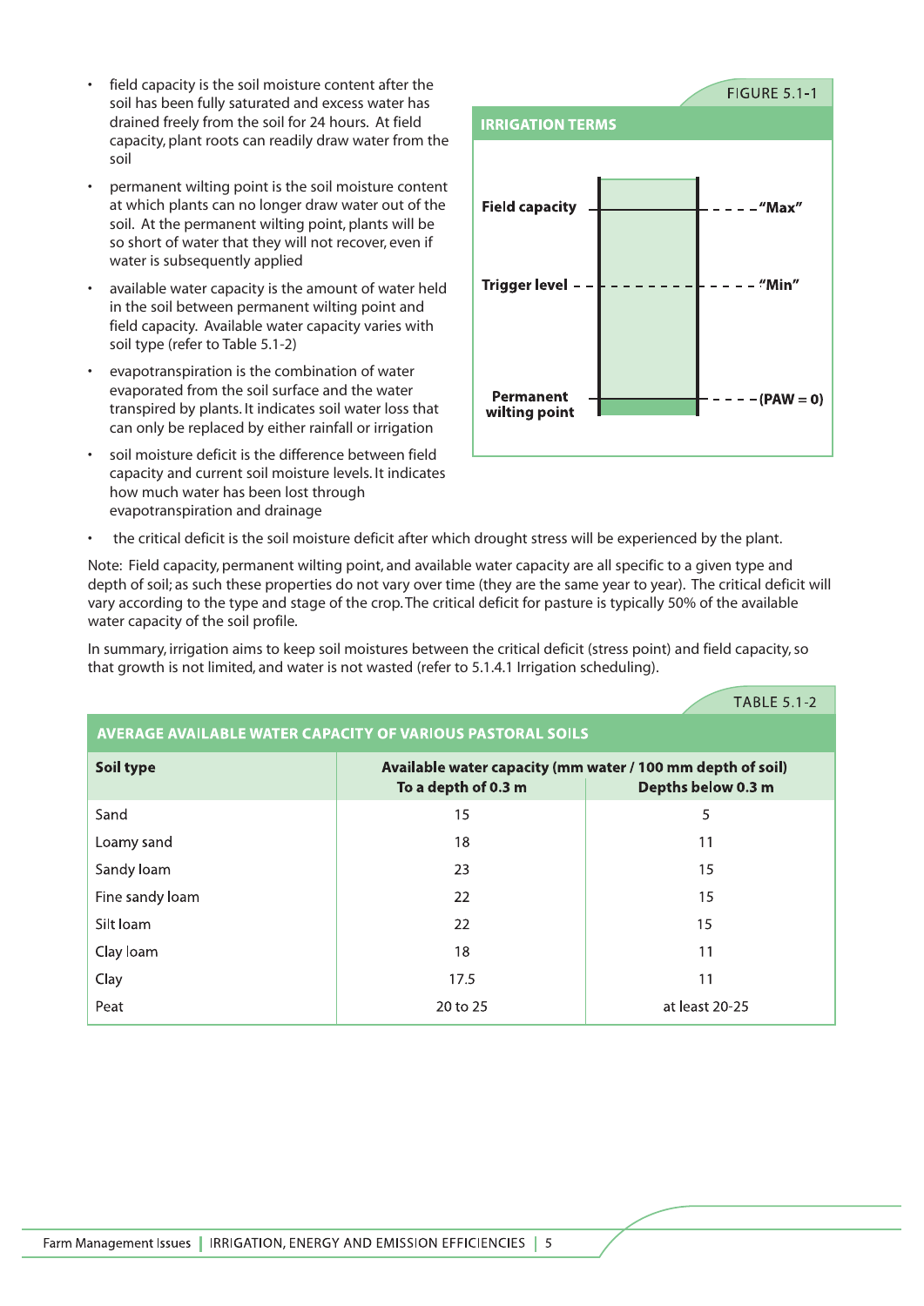- field capacity is the soil moisture content after the soil has been fully saturated and excess water has drained freely from the soil for 24 hours. At field capacity, plant roots can readily draw water from the soil
- permanent wilting point is the soil moisture content at which plants can no longer draw water out of the soil. At the permanent wilting point, plants will be so short of water that they will not recover, even if water is subsequently applied
- available water capacity is the amount of water held in the soil between permanent wilting point and field capacity. Available water capacity varies with soil type (refer to Table 5.1-2)
- evapotranspiration is the combination of water evaporated from the soil surface and the water transpired by plants. It indicates soil water loss that can only be replaced by either rainfall or irrigation
- soil moisture deficit is the difference between field capacity and current soil moisture levels. It indicates how much water has been lost through evapotranspiration and drainage
- the critical deficit is the soil moisture deficit after which drought stress will be experienced by the plant.

FIGURE 5.1-1

**IRRIGATION TERMS**

| | |
|---|---|
| **Field capacity** | **"Max"** |
| **Trigger level** | **"Min"** |
| **Permanent wilting point** | **(PAW = 0)** |

Note: Field capacity, permanent wilting point, and available water capacity are all specific to a given type and depth of soil; as such these properties do not vary over time (they are the same year to year). The critical deficit will vary according to the type and stage of the crop. The critical deficit for pasture is typically 50% of the available water capacity of the soil profile.

In summary, irrigation aims to keep soil moistures between the critical deficit (stress point) and field capacity, so that growth is not limited, and water is not wasted (refer to 5.1.4.1 Irrigation scheduling).

TABLE 5.1-2

**AVERAGE AVAILABLE WATER CAPACITY OF VARIOUS PASTORAL SOILS**

| **Soil type** | **Available water capacity (mm water / 100 mm depth of soil)** | |
|---|---|---|
| | **To a depth of 0.3 m** | **Depths below 0.3 m** |
| Sand | 15 | 5 |
| Loamy sand | 18 | 11 |
| Sandy loam | 23 | 15 |
| Fine sandy loam | 22 | 15 |
| Silt loam | 22 | 15 |
| Clay loam | 18 | 11 |
| Clay | 17.5 | 11 |
| Peat | 20 to 25 | at least 20-25 |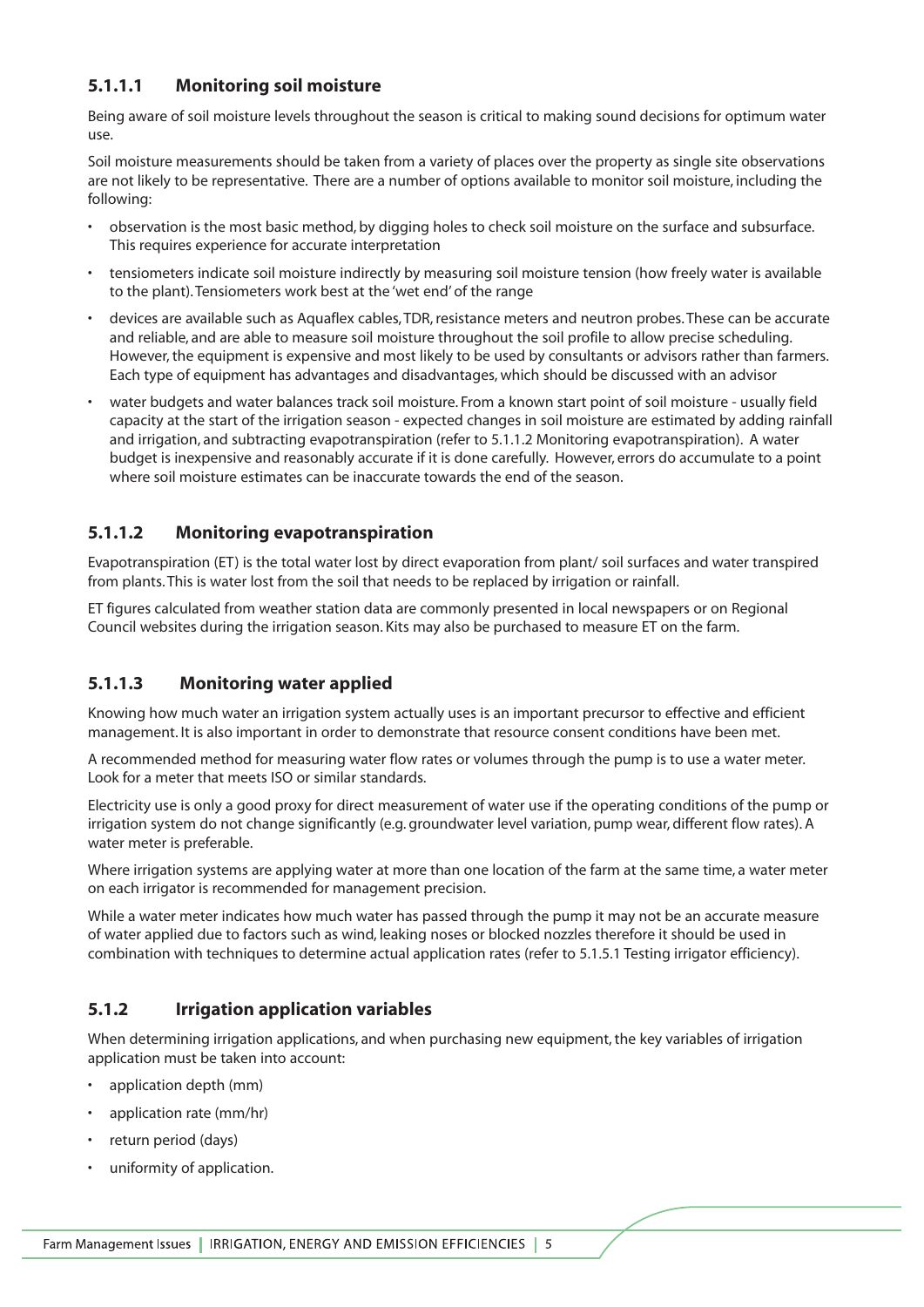### 5.1.1.1 Monitoring soil moisture

Being aware of soil moisture levels throughout the season is critical to making sound decisions for optimum water use.

Soil moisture measurements should be taken from a variety of places over the property as single site observations are not likely to be representative. There are a number of options available to monitor soil moisture, including the following:

- observation is the most basic method, by digging holes to check soil moisture on the surface and subsurface. This requires experience for accurate interpretation
- tensiometers indicate soil moisture indirectly by measuring soil moisture tension (how freely water is available to the plant). Tensiometers work best at the 'wet end' of the range
- devices are available such as Aquaflex cables, TDR, resistance meters and neutron probes. These can be accurate and reliable, and are able to measure soil moisture throughout the soil profile to allow precise scheduling. However, the equipment is expensive and most likely to be used by consultants or advisors rather than farmers. Each type of equipment has advantages and disadvantages, which should be discussed with an advisor
- water budgets and water balances track soil moisture. From a known start point of soil moisture - usually field capacity at the start of the irrigation season - expected changes in soil moisture are estimated by adding rainfall and irrigation, and subtracting evapotranspiration (refer to 5.1.1.2 Monitoring evapotranspiration). A water budget is inexpensive and reasonably accurate if it is done carefully. However, errors do accumulate to a point where soil moisture estimates can be inaccurate towards the end of the season.

### 5.1.1.2 Monitoring evapotranspiration

Evapotranspiration (ET) is the total water lost by direct evaporation from plant/ soil surfaces and water transpired from plants. This is water lost from the soil that needs to be replaced by irrigation or rainfall.

ET figures calculated from weather station data are commonly presented in local newspapers or on Regional Council websites during the irrigation season. Kits may also be purchased to measure ET on the farm.

### 5.1.1.3 Monitoring water applied

Knowing how much water an irrigation system actually uses is an important precursor to effective and efficient management. It is also important in order to demonstrate that resource consent conditions have been met.

A recommended method for measuring water flow rates or volumes through the pump is to use a water meter. Look for a meter that meets ISO or similar standards.

Electricity use is only a good proxy for direct measurement of water use if the operating conditions of the pump or irrigation system do not change significantly (e.g. groundwater level variation, pump wear, different flow rates). A water meter is preferable.

Where irrigation systems are applying water at more than one location of the farm at the same time, a water meter on each irrigator is recommended for management precision.

While a water meter indicates how much water has passed through the pump it may not be an accurate measure of water applied due to factors such as wind, leaking noses or blocked nozzles therefore it should be used in combination with techniques to determine actual application rates (refer to 5.1.5.1 Testing irrigator efficiency).

### 5.1.2 Irrigation application variables

When determining irrigation applications, and when purchasing new equipment, the key variables of irrigation application must be taken into account:

- application depth (mm)
- application rate (mm/hr)
- return period (days)
- uniformity of application.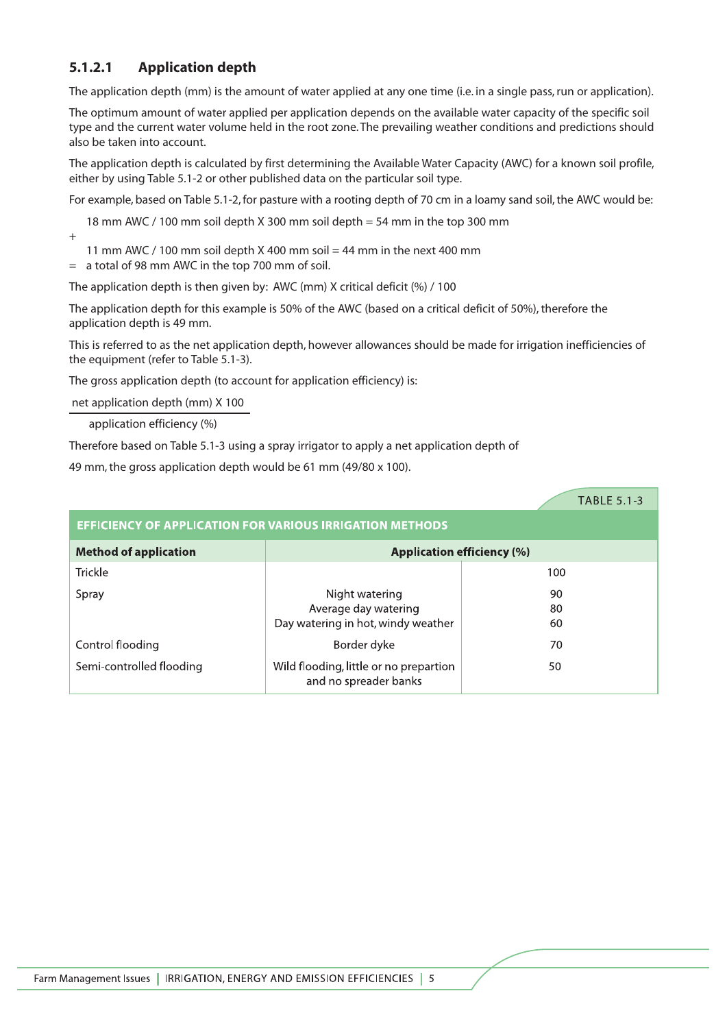### 5.1.2.1 Application depth

The application depth (mm) is the amount of water applied at any one time (i.e. in a single pass, run or application).

The optimum amount of water applied per application depends on the available water capacity of the specific soil type and the current water volume held in the root zone. The prevailing weather conditions and predictions should also be taken into account.

The application depth is calculated by first determining the Available Water Capacity (AWC) for a known soil profile, either by using Table 5.1-2 or other published data on the particular soil type.

For example, based on Table 5.1-2, for pasture with a rooting depth of 70 cm in a loamy sand soil, the AWC would be:

18 mm AWC / 100 mm soil depth X 300 mm soil depth = 54 mm in the top 300 mm

\+

11 mm AWC / 100 mm soil depth X 400 mm soil = 44 mm in the next 400 mm

= a total of 98 mm AWC in the top 700 mm of soil.

The application depth is then given by: AWC (mm) X critical deficit (%) / 100

The application depth for this example is 50% of the AWC (based on a critical deficit of 50%), therefore the application depth is 49 mm.

This is referred to as the net application depth, however allowances should be made for irrigation inefficiencies of the equipment (refer to Table 5.1-3).

The gross application depth (to account for application efficiency) is:

$$\frac{\text{net application depth (mm) X 100}}{\text{application efficiency (\%)}}$$

Therefore based on Table 5.1-3 using a spray irrigator to apply a net application depth of

49 mm, the gross application depth would be 61 mm (49/80 x 100).

TABLE 5.1-3

**EFFICIENCY OF APPLICATION FOR VARIOUS IRRIGATION METHODS**

| Method of application | Application efficiency (%) | |
|---|---|---|
| Trickle | | 100 |
| Spray | Night watering<br>Average day watering<br>Day watering in hot, windy weather | 90<br>80<br>60 |
| Control flooding | Border dyke | 70 |
| Semi-controlled flooding | Wild flooding, little or no prepartion and no spreader banks | 50 |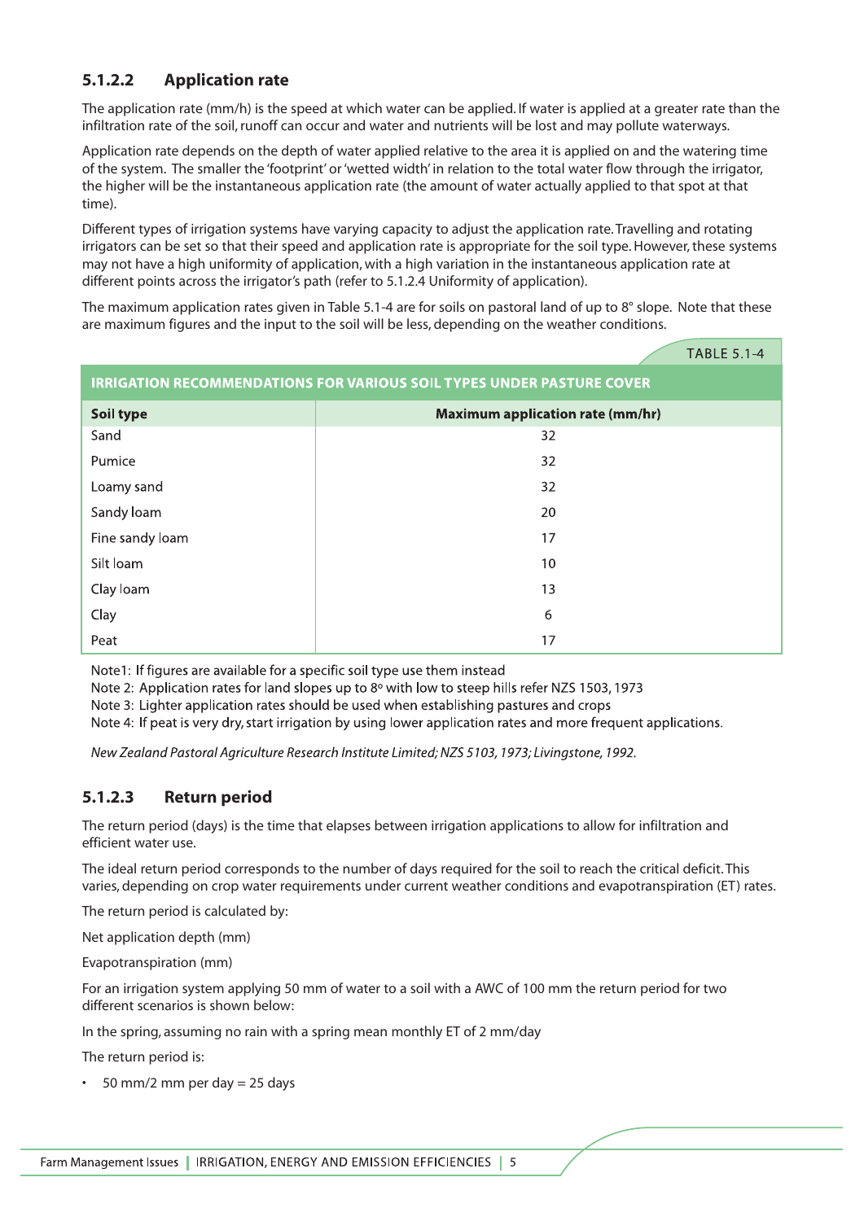### 5.1.2.2 Application rate

The application rate (mm/h) is the speed at which water can be applied. If water is applied at a greater rate than the infiltration rate of the soil, runoff can occur and water and nutrients will be lost and may pollute waterways.

Application rate depends on the depth of water applied relative to the area it is applied on and the watering time of the system. The smaller the 'footprint' or 'wetted width' in relation to the total water flow through the irrigator, the higher will be the instantaneous application rate (the amount of water actually applied to that spot at that time).

Different types of irrigation systems have varying capacity to adjust the application rate. Travelling and rotating irrigators can be set so that their speed and application rate is appropriate for the soil type. However, these systems may not have a high uniformity of application, with a high variation in the instantaneous application rate at different points across the irrigator's path (refer to 5.1.2.4 Uniformity of application).

The maximum application rates given in Table 5.1-4 are for soils on pastoral land of up to 8° slope. Note that these are maximum figures and the input to the soil will be less, depending on the weather conditions.

TABLE 5.1-4

**IRRIGATION RECOMMENDATIONS FOR VARIOUS SOIL TYPES UNDER PASTURE COVER**

| Soil type | Maximum application rate (mm/hr) |
|---|---|
| Sand | 32 |
| Pumice | 32 |
| Loamy sand | 32 |
| Sandy loam | 20 |
| Fine sandy loam | 17 |
| Silt loam | 10 |
| Clay loam | 13 |
| Clay | 6 |
| Peat | 17 |

Note1: If figures are available for a specific soil type use them instead

Note 2: Application rates for land slopes up to 8° with low to steep hills refer NZS 1503, 1973

Note 3: Lighter application rates should be used when establishing pastures and crops

Note 4: If peat is very dry, start irrigation by using lower application rates and more frequent applications.

*New Zealand Pastoral Agriculture Research Institute Limited; NZS 5103, 1973; Livingstone, 1992.*

### 5.1.2.3 Return period

The return period (days) is the time that elapses between irrigation applications to allow for infiltration and efficient water use.

The ideal return period corresponds to the number of days required for the soil to reach the critical deficit. This varies, depending on crop water requirements under current weather conditions and evapotranspiration (ET) rates.

The return period is calculated by:

Net application depth (mm)

Evapotranspiration (mm)

For an irrigation system applying 50 mm of water to a soil with a AWC of 100 mm the return period for two different scenarios is shown below:

In the spring, assuming no rain with a spring mean monthly ET of 2 mm/day

The return period is:

- 50 mm/2 mm per day = 25 days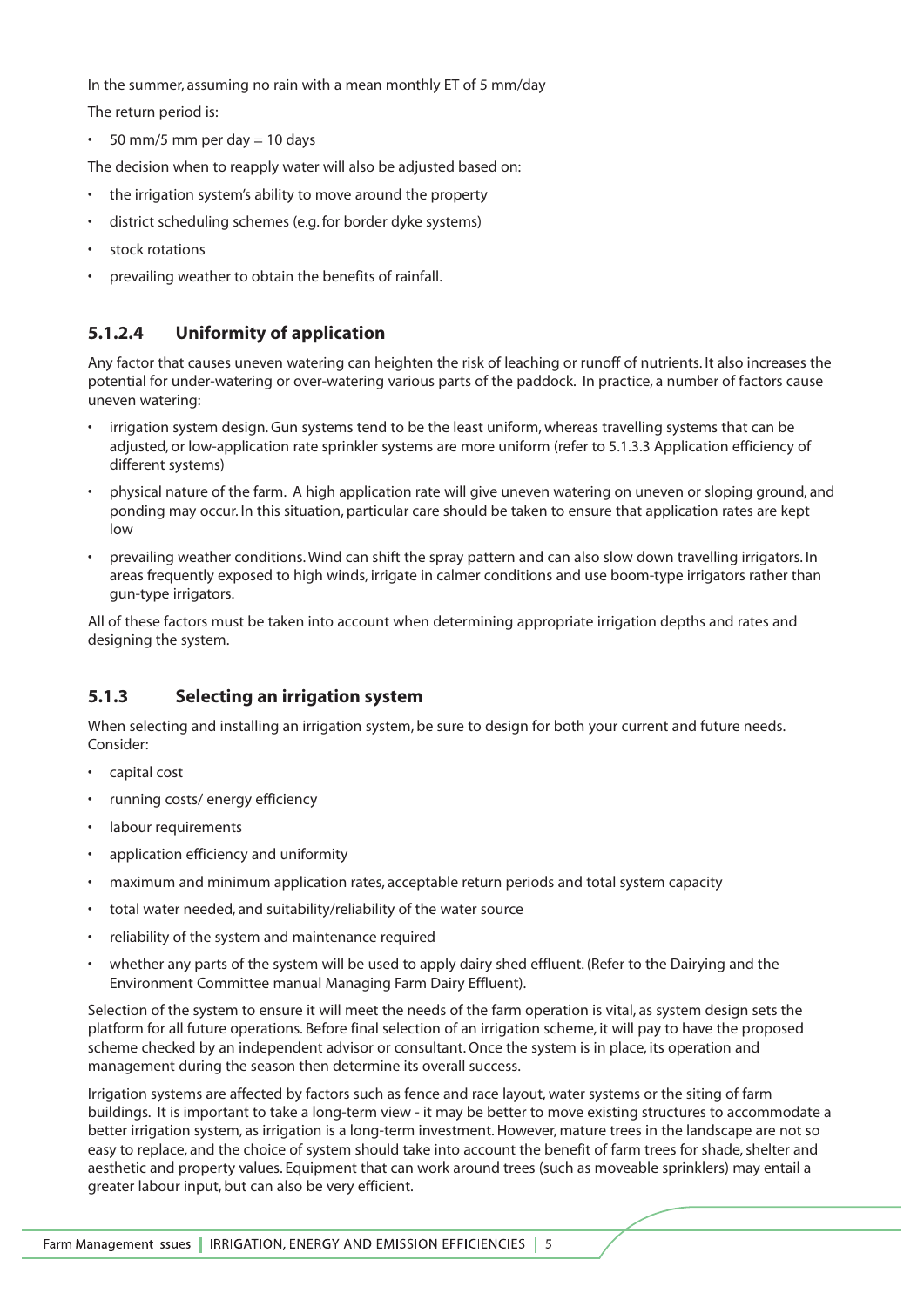In the summer, assuming no rain with a mean monthly ET of 5 mm/day

The return period is:

- 50 mm/5 mm per day = 10 days

The decision when to reapply water will also be adjusted based on:

- the irrigation system's ability to move around the property
- district scheduling schemes (e.g. for border dyke systems)
- stock rotations
- prevailing weather to obtain the benefits of rainfall.

#### 5.1.2.4 Uniformity of application

Any factor that causes uneven watering can heighten the risk of leaching or runoff of nutrients. It also increases the potential for under-watering or over-watering various parts of the paddock. In practice, a number of factors cause uneven watering:

- irrigation system design. Gun systems tend to be the least uniform, whereas travelling systems that can be adjusted, or low-application rate sprinkler systems are more uniform (refer to 5.1.3.3 Application efficiency of different systems)
- physical nature of the farm. A high application rate will give uneven watering on uneven or sloping ground, and ponding may occur. In this situation, particular care should be taken to ensure that application rates are kept low
- prevailing weather conditions. Wind can shift the spray pattern and can also slow down travelling irrigators. In areas frequently exposed to high winds, irrigate in calmer conditions and use boom-type irrigators rather than gun-type irrigators.

All of these factors must be taken into account when determining appropriate irrigation depths and rates and designing the system.

### 5.1.3 Selecting an irrigation system

When selecting and installing an irrigation system, be sure to design for both your current and future needs. Consider:

- capital cost
- running costs/ energy efficiency
- labour requirements
- application efficiency and uniformity
- maximum and minimum application rates, acceptable return periods and total system capacity
- total water needed, and suitability/reliability of the water source
- reliability of the system and maintenance required
- whether any parts of the system will be used to apply dairy shed effluent. (Refer to the Dairying and the Environment Committee manual Managing Farm Dairy Effluent).

Selection of the system to ensure it will meet the needs of the farm operation is vital, as system design sets the platform for all future operations. Before final selection of an irrigation scheme, it will pay to have the proposed scheme checked by an independent advisor or consultant. Once the system is in place, its operation and management during the season then determine its overall success.

Irrigation systems are affected by factors such as fence and race layout, water systems or the siting of farm buildings. It is important to take a long-term view - it may be better to move existing structures to accommodate a better irrigation system, as irrigation is a long-term investment. However, mature trees in the landscape are not so easy to replace, and the choice of system should take into account the benefit of farm trees for shade, shelter and aesthetic and property values. Equipment that can work around trees (such as moveable sprinklers) may entail a greater labour input, but can also be very efficient.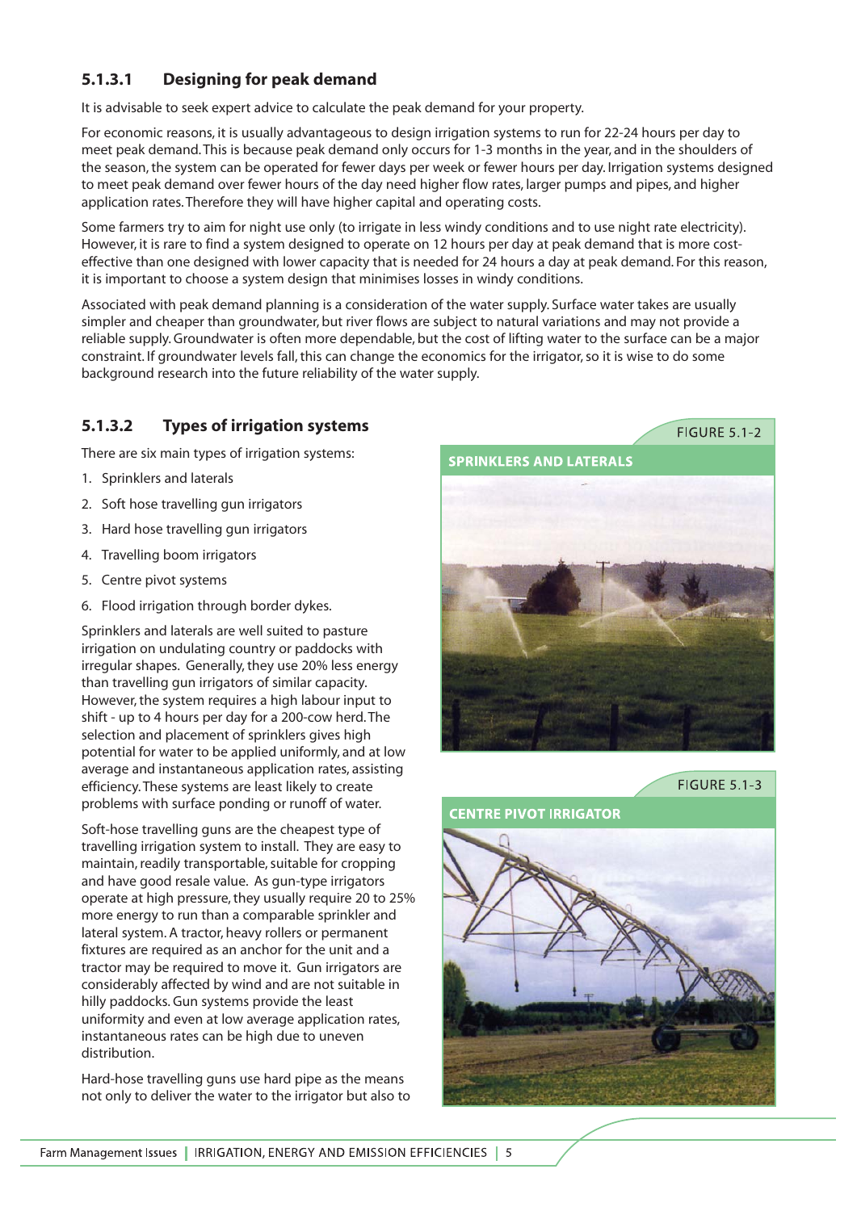### 5.1.3.1 Designing for peak demand

It is advisable to seek expert advice to calculate the peak demand for your property.

For economic reasons, it is usually advantageous to design irrigation systems to run for 22-24 hours per day to meet peak demand. This is because peak demand only occurs for 1-3 months in the year, and in the shoulders of the season, the system can be operated for fewer days per week or fewer hours per day. Irrigation systems designed to meet peak demand over fewer hours of the day need higher flow rates, larger pumps and pipes, and higher application rates. Therefore they will have higher capital and operating costs.

Some farmers try to aim for night use only (to irrigate in less windy conditions and to use night rate electricity). However, it is rare to find a system designed to operate on 12 hours per day at peak demand that is more cost-effective than one designed with lower capacity that is needed for 24 hours a day at peak demand. For this reason, it is important to choose a system design that minimises losses in windy conditions.

Associated with peak demand planning is a consideration of the water supply. Surface water takes are usually simpler and cheaper than groundwater, but river flows are subject to natural variations and may not provide a reliable supply. Groundwater is often more dependable, but the cost of lifting water to the surface can be a major constraint. If groundwater levels fall, this can change the economics for the irrigator, so it is wise to do some background research into the future reliability of the water supply.

### 5.1.3.2 Types of irrigation systems

There are six main types of irrigation systems:

1. Sprinklers and laterals
2. Soft hose travelling gun irrigators
3. Hard hose travelling gun irrigators
4. Travelling boom irrigators
5. Centre pivot systems
6. Flood irrigation through border dykes.

Sprinklers and laterals are well suited to pasture irrigation on undulating country or paddocks with irregular shapes. Generally, they use 20% less energy than travelling gun irrigators of similar capacity. However, the system requires a high labour input to shift - up to 4 hours per day for a 200-cow herd. The selection and placement of sprinklers gives high potential for water to be applied uniformly, and at low average and instantaneous application rates, assisting efficiency. These systems are least likely to create problems with surface ponding or runoff of water.

Soft-hose travelling guns are the cheapest type of travelling irrigation system to install. They are easy to maintain, readily transportable, suitable for cropping and have good resale value. As gun-type irrigators operate at high pressure, they usually require 20 to 25% more energy to run than a comparable sprinkler and lateral system. A tractor, heavy rollers or permanent fixtures are required as an anchor for the unit and a tractor may be required to move it. Gun irrigators are considerably affected by wind and are not suitable in hilly paddocks. Gun systems provide the least uniformity and even at low average application rates, instantaneous rates can be high due to uneven distribution.

Hard-hose travelling guns use hard pipe as the means not only to deliver the water to the irrigator but also to

FIGURE 5.1-2

SPRINKLERS AND LATERALS

FIGURE 5.1-3

CENTRE PIVOT IRRIGATOR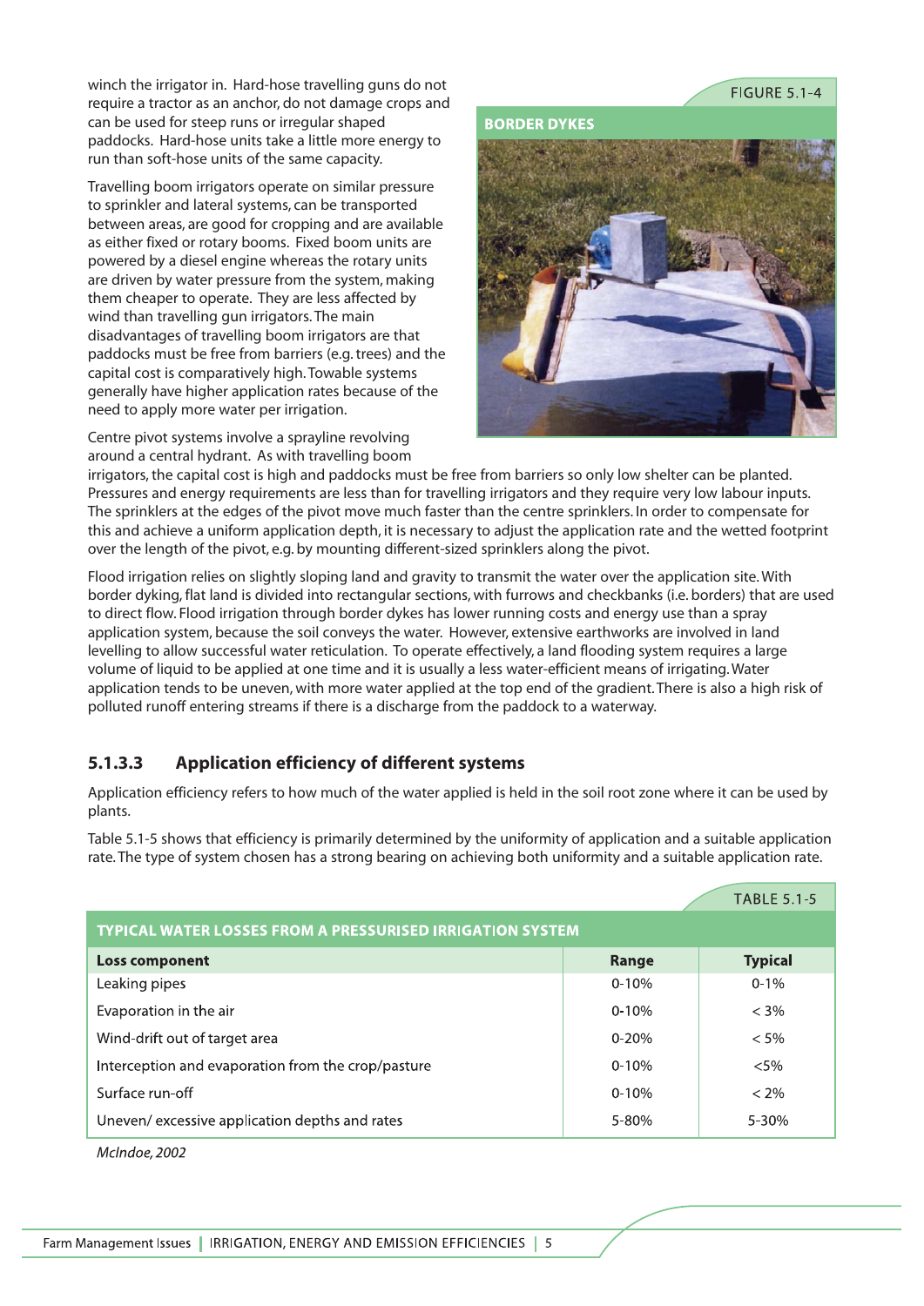winch the irrigator in. Hard-hose travelling guns do not require a tractor as an anchor, do not damage crops and can be used for steep runs or irregular shaped paddocks. Hard-hose units take a little more energy to run than soft-hose units of the same capacity.

Travelling boom irrigators operate on similar pressure to sprinkler and lateral systems, can be transported between areas, are good for cropping and are available as either fixed or rotary booms. Fixed boom units are powered by a diesel engine whereas the rotary units are driven by water pressure from the system, making them cheaper to operate. They are less affected by wind than travelling gun irrigators. The main disadvantages of travelling boom irrigators are that paddocks must be free from barriers (e.g. trees) and the capital cost is comparatively high. Towable systems generally have higher application rates because of the need to apply more water per irrigation.

FIGURE 5.1-4

BORDER DYKES

Centre pivot systems involve a sprayline revolving around a central hydrant. As with travelling boom irrigators, the capital cost is high and paddocks must be free from barriers so only low shelter can be planted. Pressures and energy requirements are less than for travelling irrigators and they require very low labour inputs. The sprinklers at the edges of the pivot move much faster than the centre sprinklers. In order to compensate for this and achieve a uniform application depth, it is necessary to adjust the application rate and the wetted footprint over the length of the pivot, e.g. by mounting different-sized sprinklers along the pivot.

Flood irrigation relies on slightly sloping land and gravity to transmit the water over the application site. With border dyking, flat land is divided into rectangular sections, with furrows and checkbanks (i.e. borders) that are used to direct flow. Flood irrigation through border dykes has lower running costs and energy use than a spray application system, because the soil conveys the water. However, extensive earthworks are involved in land levelling to allow successful water reticulation. To operate effectively, a land flooding system requires a large volume of liquid to be applied at one time and it is usually a less water-efficient means of irrigating. Water application tends to be uneven, with more water applied at the top end of the gradient. There is also a high risk of polluted runoff entering streams if there is a discharge from the paddock to a waterway.

### 5.1.3.3 Application efficiency of different systems

Application efficiency refers to how much of the water applied is held in the soil root zone where it can be used by plants.

Table 5.1-5 shows that efficiency is primarily determined by the uniformity of application and a suitable application rate. The type of system chosen has a strong bearing on achieving both uniformity and a suitable application rate.

TABLE 5.1-5

**TYPICAL WATER LOSSES FROM A PRESSURISED IRRIGATION SYSTEM**

| Loss component | Range | Typical |
|---|---|---|
| Leaking pipes | 0-10% | 0-1% |
| Evaporation in the air | 0-10% | < 3% |
| Wind-drift out of target area | 0-20% | < 5% |
| Interception and evaporation from the crop/pasture | 0-10% | <5% |
| Surface run-off | 0-10% | < 2% |
| Uneven/ excessive application depths and rates | 5-80% | 5-30% |

*McIndoe, 2002*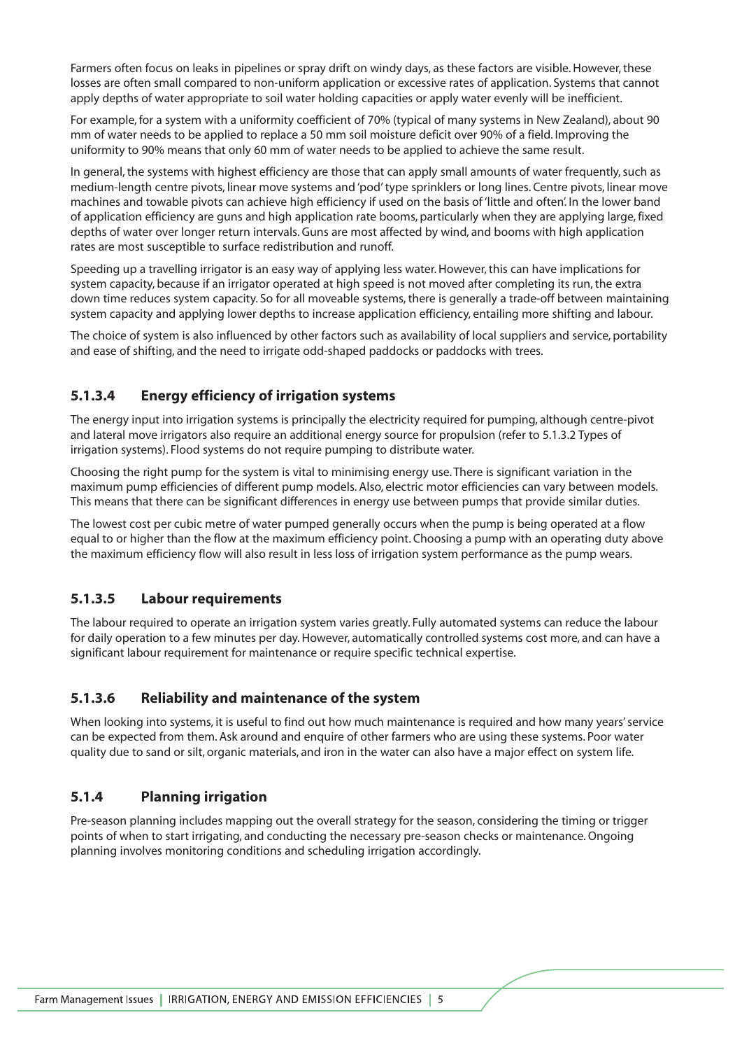Farmers often focus on leaks in pipelines or spray drift on windy days, as these factors are visible. However, these losses are often small compared to non-uniform application or excessive rates of application. Systems that cannot apply depths of water appropriate to soil water holding capacities or apply water evenly will be inefficient.

For example, for a system with a uniformity coefficient of 70% (typical of many systems in New Zealand), about 90 mm of water needs to be applied to replace a 50 mm soil moisture deficit over 90% of a field. Improving the uniformity to 90% means that only 60 mm of water needs to be applied to achieve the same result.

In general, the systems with highest efficiency are those that can apply small amounts of water frequently, such as medium-length centre pivots, linear move systems and 'pod' type sprinklers or long lines. Centre pivots, linear move machines and towable pivots can achieve high efficiency if used on the basis of 'little and often'. In the lower band of application efficiency are guns and high application rate booms, particularly when they are applying large, fixed depths of water over longer return intervals. Guns are most affected by wind, and booms with high application rates are most susceptible to surface redistribution and runoff.

Speeding up a travelling irrigator is an easy way of applying less water. However, this can have implications for system capacity, because if an irrigator operated at high speed is not moved after completing its run, the extra down time reduces system capacity. So for all moveable systems, there is generally a trade-off between maintaining system capacity and applying lower depths to increase application efficiency, entailing more shifting and labour.

The choice of system is also influenced by other factors such as availability of local suppliers and service, portability and ease of shifting, and the need to irrigate odd-shaped paddocks or paddocks with trees.

### 5.1.3.4 Energy efficiency of irrigation systems

The energy input into irrigation systems is principally the electricity required for pumping, although centre-pivot and lateral move irrigators also require an additional energy source for propulsion (refer to 5.1.3.2 Types of irrigation systems). Flood systems do not require pumping to distribute water.

Choosing the right pump for the system is vital to minimising energy use. There is significant variation in the maximum pump efficiencies of different pump models. Also, electric motor efficiencies can vary between models. This means that there can be significant differences in energy use between pumps that provide similar duties.

The lowest cost per cubic metre of water pumped generally occurs when the pump is being operated at a flow equal to or higher than the flow at the maximum efficiency point. Choosing a pump with an operating duty above the maximum efficiency flow will also result in less loss of irrigation system performance as the pump wears.

### 5.1.3.5 Labour requirements

The labour required to operate an irrigation system varies greatly. Fully automated systems can reduce the labour for daily operation to a few minutes per day. However, automatically controlled systems cost more, and can have a significant labour requirement for maintenance or require specific technical expertise.

### 5.1.3.6 Reliability and maintenance of the system

When looking into systems, it is useful to find out how much maintenance is required and how many years' service can be expected from them. Ask around and enquire of other farmers who are using these systems. Poor water quality due to sand or silt, organic materials, and iron in the water can also have a major effect on system life.

### 5.1.4 Planning irrigation

Pre-season planning includes mapping out the overall strategy for the season, considering the timing or trigger points of when to start irrigating, and conducting the necessary pre-season checks or maintenance. Ongoing planning involves monitoring conditions and scheduling irrigation accordingly.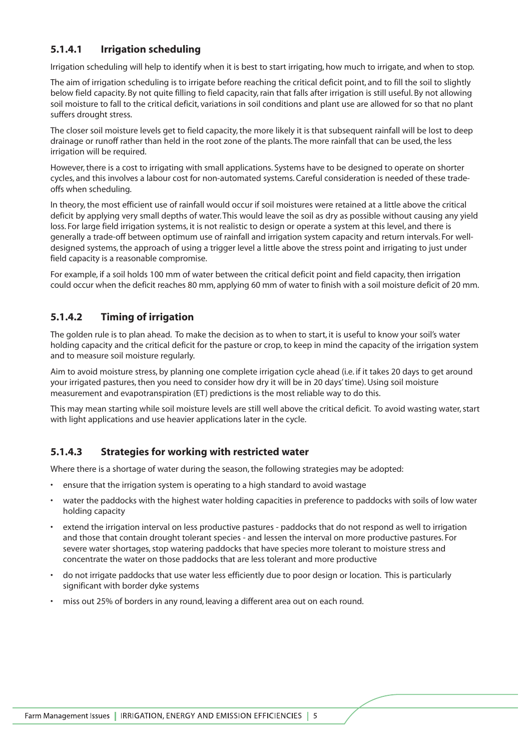### 5.1.4.1 Irrigation scheduling

Irrigation scheduling will help to identify when it is best to start irrigating, how much to irrigate, and when to stop.

The aim of irrigation scheduling is to irrigate before reaching the critical deficit point, and to fill the soil to slightly below field capacity. By not quite filling to field capacity, rain that falls after irrigation is still useful. By not allowing soil moisture to fall to the critical deficit, variations in soil conditions and plant use are allowed for so that no plant suffers drought stress.

The closer soil moisture levels get to field capacity, the more likely it is that subsequent rainfall will be lost to deep drainage or runoff rather than held in the root zone of the plants. The more rainfall that can be used, the less irrigation will be required.

However, there is a cost to irrigating with small applications. Systems have to be designed to operate on shorter cycles, and this involves a labour cost for non-automated systems. Careful consideration is needed of these trade-offs when scheduling.

In theory, the most efficient use of rainfall would occur if soil moistures were retained at a little above the critical deficit by applying very small depths of water. This would leave the soil as dry as possible without causing any yield loss. For large field irrigation systems, it is not realistic to design or operate a system at this level, and there is generally a trade-off between optimum use of rainfall and irrigation system capacity and return intervals. For well-designed systems, the approach of using a trigger level a little above the stress point and irrigating to just under field capacity is a reasonable compromise.

For example, if a soil holds 100 mm of water between the critical deficit point and field capacity, then irrigation could occur when the deficit reaches 80 mm, applying 60 mm of water to finish with a soil moisture deficit of 20 mm.

### 5.1.4.2 Timing of irrigation

The golden rule is to plan ahead. To make the decision as to when to start, it is useful to know your soil's water holding capacity and the critical deficit for the pasture or crop, to keep in mind the capacity of the irrigation system and to measure soil moisture regularly.

Aim to avoid moisture stress, by planning one complete irrigation cycle ahead (i.e. if it takes 20 days to get around your irrigated pastures, then you need to consider how dry it will be in 20 days' time). Using soil moisture measurement and evapotranspiration (ET) predictions is the most reliable way to do this.

This may mean starting while soil moisture levels are still well above the critical deficit. To avoid wasting water, start with light applications and use heavier applications later in the cycle.

### 5.1.4.3 Strategies for working with restricted water

Where there is a shortage of water during the season, the following strategies may be adopted:

- ensure that the irrigation system is operating to a high standard to avoid wastage
- water the paddocks with the highest water holding capacities in preference to paddocks with soils of low water holding capacity
- extend the irrigation interval on less productive pastures - paddocks that do not respond as well to irrigation and those that contain drought tolerant species - and lessen the interval on more productive pastures. For severe water shortages, stop watering paddocks that have species more tolerant to moisture stress and concentrate the water on those paddocks that are less tolerant and more productive
- do not irrigate paddocks that use water less efficiently due to poor design or location. This is particularly significant with border dyke systems
- miss out 25% of borders in any round, leaving a different area out on each round.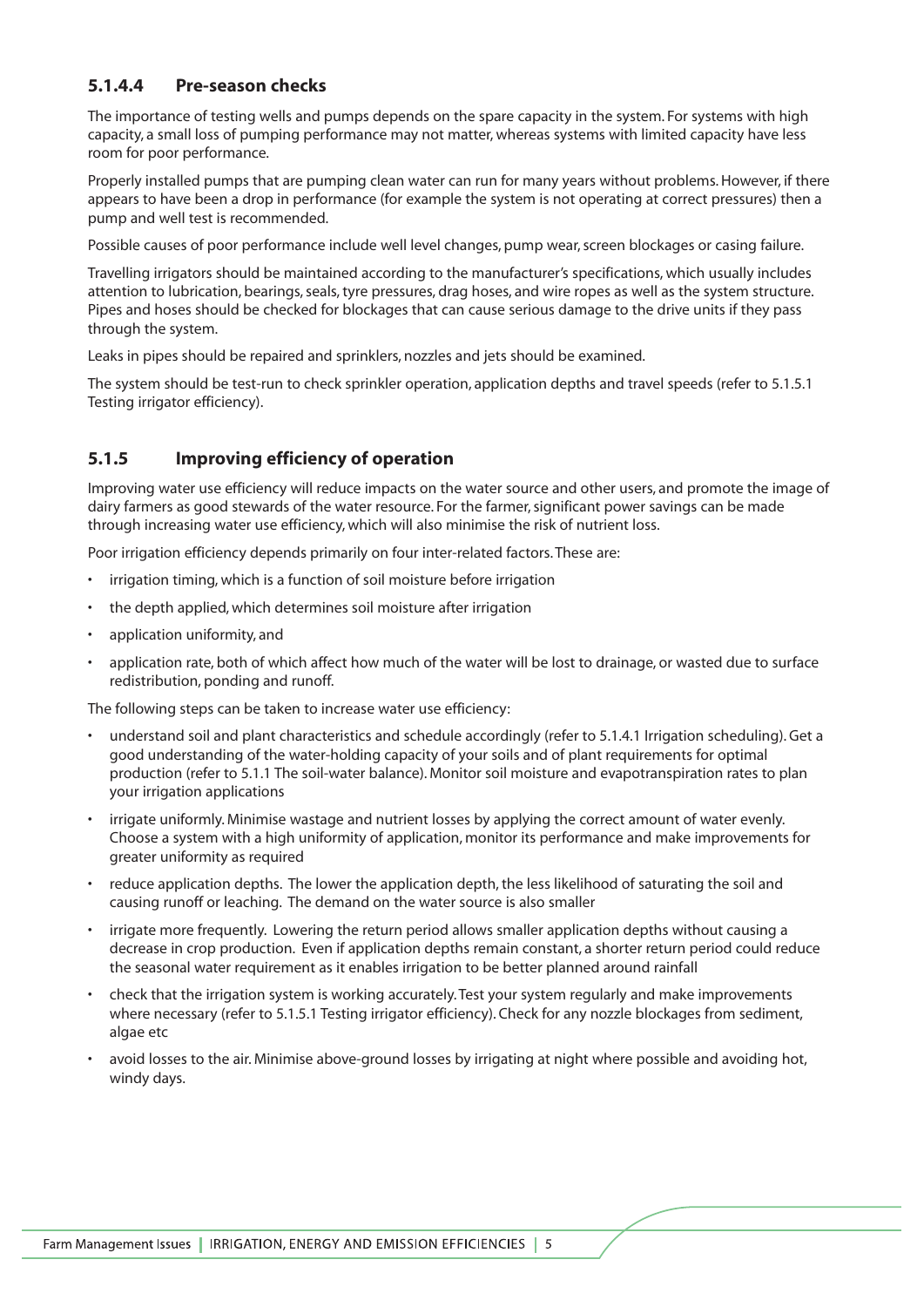### 5.1.4.4 Pre-season checks

The importance of testing wells and pumps depends on the spare capacity in the system. For systems with high capacity, a small loss of pumping performance may not matter, whereas systems with limited capacity have less room for poor performance.

Properly installed pumps that are pumping clean water can run for many years without problems. However, if there appears to have been a drop in performance (for example the system is not operating at correct pressures) then a pump and well test is recommended.

Possible causes of poor performance include well level changes, pump wear, screen blockages or casing failure.

Travelling irrigators should be maintained according to the manufacturer's specifications, which usually includes attention to lubrication, bearings, seals, tyre pressures, drag hoses, and wire ropes as well as the system structure. Pipes and hoses should be checked for blockages that can cause serious damage to the drive units if they pass through the system.

Leaks in pipes should be repaired and sprinklers, nozzles and jets should be examined.

The system should be test-run to check sprinkler operation, application depths and travel speeds (refer to 5.1.5.1 Testing irrigator efficiency).

## 5.1.5 Improving efficiency of operation

Improving water use efficiency will reduce impacts on the water source and other users, and promote the image of dairy farmers as good stewards of the water resource. For the farmer, significant power savings can be made through increasing water use efficiency, which will also minimise the risk of nutrient loss.

Poor irrigation efficiency depends primarily on four inter-related factors. These are:

- irrigation timing, which is a function of soil moisture before irrigation
- the depth applied, which determines soil moisture after irrigation
- application uniformity, and
- application rate, both of which affect how much of the water will be lost to drainage, or wasted due to surface redistribution, ponding and runoff.

The following steps can be taken to increase water use efficiency:

- understand soil and plant characteristics and schedule accordingly (refer to 5.1.4.1 Irrigation scheduling). Get a good understanding of the water-holding capacity of your soils and of plant requirements for optimal production (refer to 5.1.1 The soil-water balance). Monitor soil moisture and evapotranspiration rates to plan your irrigation applications
- irrigate uniformly. Minimise wastage and nutrient losses by applying the correct amount of water evenly. Choose a system with a high uniformity of application, monitor its performance and make improvements for greater uniformity as required
- reduce application depths. The lower the application depth, the less likelihood of saturating the soil and causing runoff or leaching. The demand on the water source is also smaller
- irrigate more frequently. Lowering the return period allows smaller application depths without causing a decrease in crop production. Even if application depths remain constant, a shorter return period could reduce the seasonal water requirement as it enables irrigation to be better planned around rainfall
- check that the irrigation system is working accurately. Test your system regularly and make improvements where necessary (refer to 5.1.5.1 Testing irrigator efficiency). Check for any nozzle blockages from sediment, algae etc
- avoid losses to the air. Minimise above-ground losses by irrigating at night where possible and avoiding hot, windy days.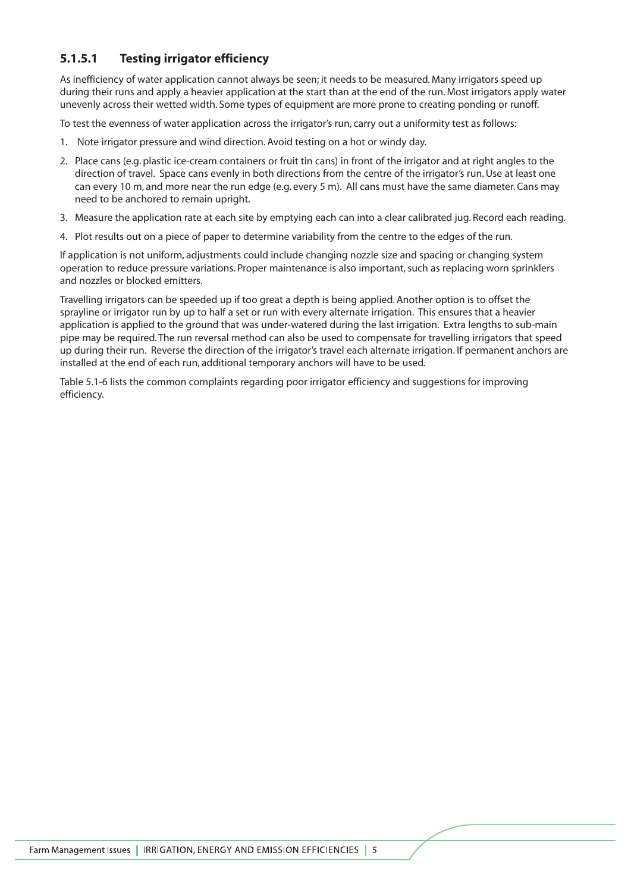#### 5.1.5.1 Testing irrigator efficiency

As inefficiency of water application cannot always be seen; it needs to be measured. Many irrigators speed up during their runs and apply a heavier application at the start than at the end of the run. Most irrigators apply water unevenly across their wetted width. Some types of equipment are more prone to creating ponding or runoff.

To test the evenness of water application across the irrigator's run, carry out a uniformity test as follows:

1. Note irrigator pressure and wind direction. Avoid testing on a hot or windy day.
2. Place cans (e.g. plastic ice-cream containers or fruit tin cans) in front of the irrigator and at right angles to the direction of travel. Space cans evenly in both directions from the centre of the irrigator's run. Use at least one can every 10 m, and more near the run edge (e.g. every 5 m). All cans must have the same diameter. Cans may need to be anchored to remain upright.
3. Measure the application rate at each site by emptying each can into a clear calibrated jug. Record each reading.
4. Plot results out on a piece of paper to determine variability from the centre to the edges of the run.

If application is not uniform, adjustments could include changing nozzle size and spacing or changing system operation to reduce pressure variations. Proper maintenance is also important, such as replacing worn sprinklers and nozzles or blocked emitters.

Travelling irrigators can be speeded up if too great a depth is being applied. Another option is to offset the sprayline or irrigator run by up to half a set or run with every alternate irrigation. This ensures that a heavier application is applied to the ground that was under-watered during the last irrigation. Extra lengths to sub-main pipe may be required. The run reversal method can also be used to compensate for travelling irrigators that speed up during their run. Reverse the direction of the irrigator's travel each alternate irrigation. If permanent anchors are installed at the end of each run, additional temporary anchors will have to be used.

Table 5.1-6 lists the common complaints regarding poor irrigator efficiency and suggestions for improving efficiency.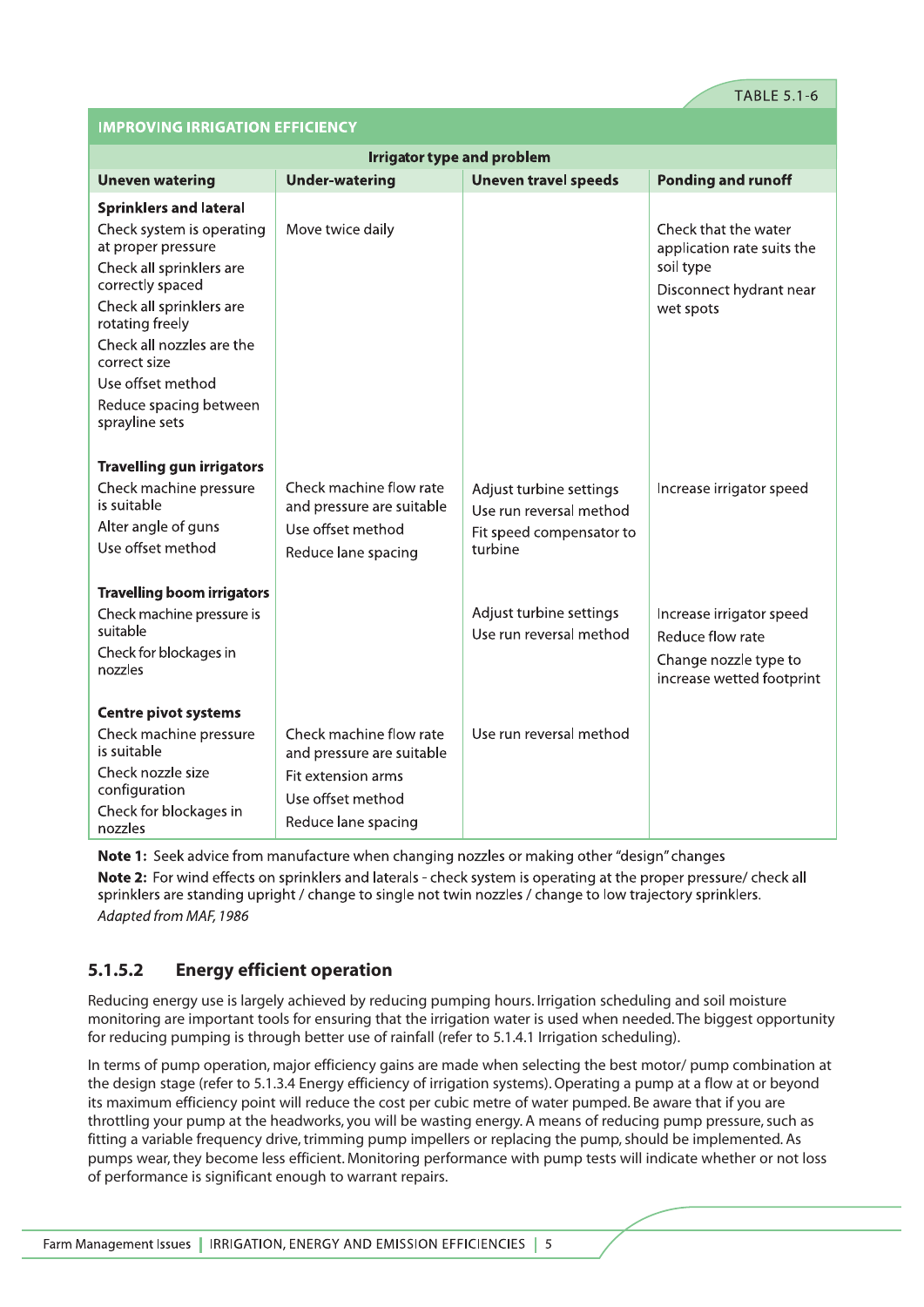TABLE 5.1-6

**IMPROVING IRRIGATION EFFICIENCY**

| Irrigator type and problem | | | |
|---|---|---|---|
| **Uneven watering** | **Under-watering** | **Uneven travel speeds** | **Ponding and runoff** |
| **Sprinklers and lateral**<br>Check system is operating at proper pressure<br>Check all sprinklers are correctly spaced<br>Check all sprinklers are rotating freely<br>Check all nozzles are the correct size<br>Use offset method<br>Reduce spacing between sprayline sets | Move twice daily | | Check that the water application rate suits the soil type<br>Disconnect hydrant near wet spots |
| **Travelling gun irrigators**<br>Check machine pressure is suitable<br>Alter angle of guns<br>Use offset method | Check machine flow rate and pressure are suitable<br>Use offset method<br>Reduce lane spacing | Adjust turbine settings<br>Use run reversal method<br>Fit speed compensator to turbine | Increase irrigator speed |
| **Travelling boom irrigators**<br>Check machine pressure is suitable<br>Check for blockages in nozzles | | Adjust turbine settings<br>Use run reversal method | Increase irrigator speed<br>Reduce flow rate<br>Change nozzle type to increase wetted footprint |
| **Centre pivot systems**<br>Check machine pressure is suitable<br>Check nozzle size configuration<br>Check for blockages in nozzles | Check machine flow rate and pressure are suitable<br>Fit extension arms<br>Use offset method<br>Reduce lane spacing | Use run reversal method | |

**Note 1:** Seek advice from manufacture when changing nozzles or making other "design" changes

**Note 2:** For wind effects on sprinklers and laterals - check system is operating at the proper pressure/ check all sprinklers are standing upright / change to single not twin nozzles / change to low trajectory sprinklers.

*Adapted from MAF, 1986*

### 5.1.5.2 Energy efficient operation

Reducing energy use is largely achieved by reducing pumping hours. Irrigation scheduling and soil moisture monitoring are important tools for ensuring that the irrigation water is used when needed. The biggest opportunity for reducing pumping is through better use of rainfall (refer to 5.1.4.1 Irrigation scheduling).

In terms of pump operation, major efficiency gains are made when selecting the best motor/ pump combination at the design stage (refer to 5.1.3.4 Energy efficiency of irrigation systems). Operating a pump at a flow at or beyond its maximum efficiency point will reduce the cost per cubic metre of water pumped. Be aware that if you are throttling your pump at the headworks, you will be wasting energy. A means of reducing pump pressure, such as fitting a variable frequency drive, trimming pump impellers or replacing the pump, should be implemented. As pumps wear, they become less efficient. Monitoring performance with pump tests will indicate whether or not loss of performance is significant enough to warrant repairs.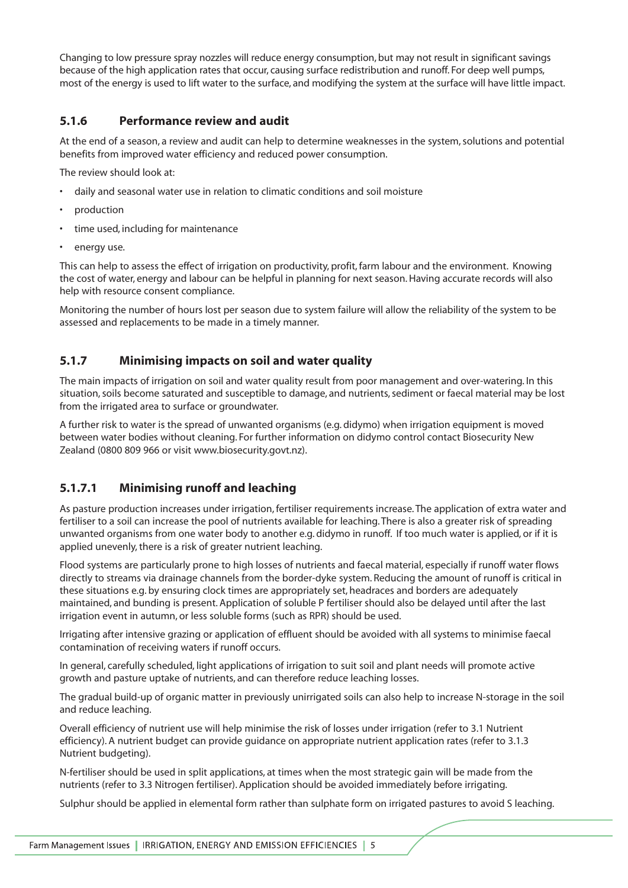Changing to low pressure spray nozzles will reduce energy consumption, but may not result in significant savings because of the high application rates that occur, causing surface redistribution and runoff. For deep well pumps, most of the energy is used to lift water to the surface, and modifying the system at the surface will have little impact.

### 5.1.6 Performance review and audit

At the end of a season, a review and audit can help to determine weaknesses in the system, solutions and potential benefits from improved water efficiency and reduced power consumption.

The review should look at:

- daily and seasonal water use in relation to climatic conditions and soil moisture
- production
- time used, including for maintenance
- energy use.

This can help to assess the effect of irrigation on productivity, profit, farm labour and the environment. Knowing the cost of water, energy and labour can be helpful in planning for next season. Having accurate records will also help with resource consent compliance.

Monitoring the number of hours lost per season due to system failure will allow the reliability of the system to be assessed and replacements to be made in a timely manner.

### 5.1.7 Minimising impacts on soil and water quality

The main impacts of irrigation on soil and water quality result from poor management and over-watering. In this situation, soils become saturated and susceptible to damage, and nutrients, sediment or faecal material may be lost from the irrigated area to surface or groundwater.

A further risk to water is the spread of unwanted organisms (e.g. didymo) when irrigation equipment is moved between water bodies without cleaning. For further information on didymo control contact Biosecurity New Zealand (0800 809 966 or visit www.biosecurity.govt.nz).

#### 5.1.7.1 Minimising runoff and leaching

As pasture production increases under irrigation, fertiliser requirements increase. The application of extra water and fertiliser to a soil can increase the pool of nutrients available for leaching. There is also a greater risk of spreading unwanted organisms from one water body to another e.g. didymo in runoff. If too much water is applied, or if it is applied unevenly, there is a risk of greater nutrient leaching.

Flood systems are particularly prone to high losses of nutrients and faecal material, especially if runoff water flows directly to streams via drainage channels from the border-dyke system. Reducing the amount of runoff is critical in these situations e.g. by ensuring clock times are appropriately set, headraces and borders are adequately maintained, and bunding is present. Application of soluble P fertiliser should also be delayed until after the last irrigation event in autumn, or less soluble forms (such as RPR) should be used.

Irrigating after intensive grazing or application of effluent should be avoided with all systems to minimise faecal contamination of receiving waters if runoff occurs.

In general, carefully scheduled, light applications of irrigation to suit soil and plant needs will promote active growth and pasture uptake of nutrients, and can therefore reduce leaching losses.

The gradual build-up of organic matter in previously unirrigated soils can also help to increase N-storage in the soil and reduce leaching.

Overall efficiency of nutrient use will help minimise the risk of losses under irrigation (refer to 3.1 Nutrient efficiency). A nutrient budget can provide guidance on appropriate nutrient application rates (refer to 3.1.3 Nutrient budgeting).

N-fertiliser should be used in split applications, at times when the most strategic gain will be made from the nutrients (refer to 3.3 Nitrogen fertiliser). Application should be avoided immediately before irrigating.

Sulphur should be applied in elemental form rather than sulphate form on irrigated pastures to avoid S leaching.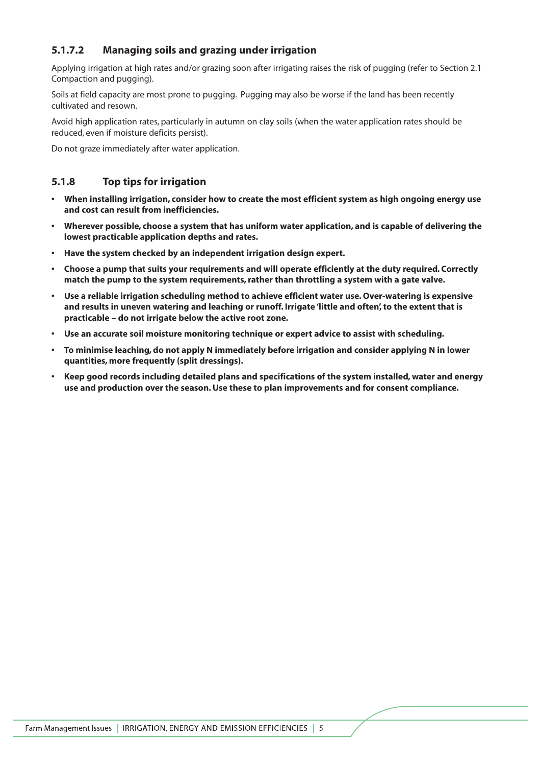#### 5.1.7.2 Managing soils and grazing under irrigation

Applying irrigation at high rates and/or grazing soon after irrigating raises the risk of pugging (refer to Section 2.1 Compaction and pugging).

Soils at field capacity are most prone to pugging. Pugging may also be worse if the land has been recently cultivated and resown.

Avoid high application rates, particularly in autumn on clay soils (when the water application rates should be reduced, even if moisture deficits persist).

Do not graze immediately after water application.

### 5.1.8 Top tips for irrigation

- **When installing irrigation, consider how to create the most efficient system as high ongoing energy use and cost can result from inefficiencies.**
- **Wherever possible, choose a system that has uniform water application, and is capable of delivering the lowest practicable application depths and rates.**
- **Have the system checked by an independent irrigation design expert.**
- **Choose a pump that suits your requirements and will operate efficiently at the duty required. Correctly match the pump to the system requirements, rather than throttling a system with a gate valve.**
- **Use a reliable irrigation scheduling method to achieve efficient water use. Over-watering is expensive and results in uneven watering and leaching or runoff. Irrigate 'little and often', to the extent that is practicable – do not irrigate below the active root zone.**
- **Use an accurate soil moisture monitoring technique or expert advice to assist with scheduling.**
- **To minimise leaching, do not apply N immediately before irrigation and consider applying N in lower quantities, more frequently (split dressings).**
- **Keep good records including detailed plans and specifications of the system installed, water and energy use and production over the season. Use these to plan improvements and for consent compliance.**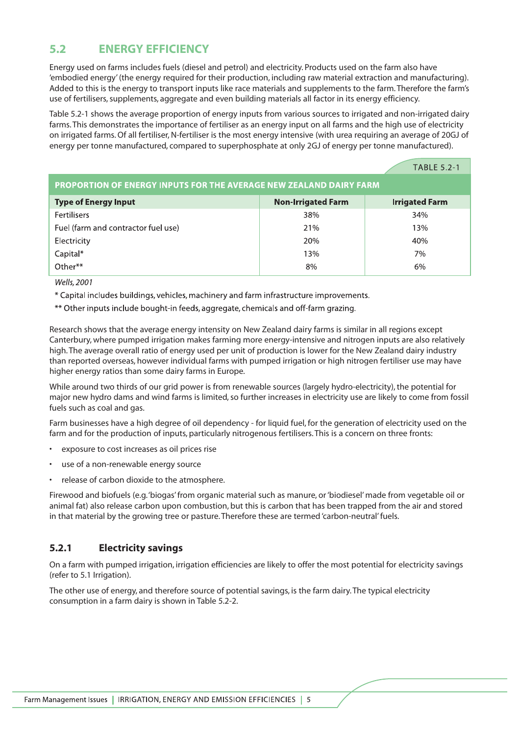## 5.2 ENERGY EFFICIENCY

Energy used on farms includes fuels (diesel and petrol) and electricity. Products used on the farm also have 'embodied energy' (the energy required for their production, including raw material extraction and manufacturing). Added to this is the energy to transport inputs like race materials and supplements to the farm. Therefore the farm's use of fertilisers, supplements, aggregate and even building materials all factor in its energy efficiency.

Table 5.2-1 shows the average proportion of energy inputs from various sources to irrigated and non-irrigated dairy farms. This demonstrates the importance of fertiliser as an energy input on all farms and the high use of electricity on irrigated farms. Of all fertiliser, N-fertiliser is the most energy intensive (with urea requiring an average of 20GJ of energy per tonne manufactured, compared to superphosphate at only 2GJ of energy per tonne manufactured).

TABLE 5.2-1

**PROPORTION OF ENERGY INPUTS FOR THE AVERAGE NEW ZEALAND DAIRY FARM**

| Type of Energy Input | Non-Irrigated Farm | Irrigated Farm |
|---|---|---|
| Fertilisers | 38% | 34% |
| Fuel (farm and contractor fuel use) | 21% | 13% |
| Electricity | 20% | 40% |
| Capital* | 13% | 7% |
| Other** | 8% | 6% |

*Wells, 2001*

* Capital includes buildings, vehicles, machinery and farm infrastructure improvements.

** Other inputs include bought-in feeds, aggregate, chemicals and off-farm grazing.

Research shows that the average energy intensity on New Zealand dairy farms is similar in all regions except Canterbury, where pumped irrigation makes farming more energy-intensive and nitrogen inputs are also relatively high. The average overall ratio of energy used per unit of production is lower for the New Zealand dairy industry than reported overseas, however individual farms with pumped irrigation or high nitrogen fertiliser use may have higher energy ratios than some dairy farms in Europe.

While around two thirds of our grid power is from renewable sources (largely hydro-electricity), the potential for major new hydro dams and wind farms is limited, so further increases in electricity use are likely to come from fossil fuels such as coal and gas.

Farm businesses have a high degree of oil dependency - for liquid fuel, for the generation of electricity used on the farm and for the production of inputs, particularly nitrogenous fertilisers. This is a concern on three fronts:

- exposure to cost increases as oil prices rise
- use of a non-renewable energy source
- release of carbon dioxide to the atmosphere.

Firewood and biofuels (e.g. 'biogas' from organic material such as manure, or 'biodiesel' made from vegetable oil or animal fat) also release carbon upon combustion, but this is carbon that has been trapped from the air and stored in that material by the growing tree or pasture. Therefore these are termed 'carbon-neutral' fuels.

### 5.2.1 Electricity savings

On a farm with pumped irrigation, irrigation efficiencies are likely to offer the most potential for electricity savings (refer to 5.1 Irrigation).

The other use of energy, and therefore source of potential savings, is the farm dairy. The typical electricity consumption in a farm dairy is shown in Table 5.2-2.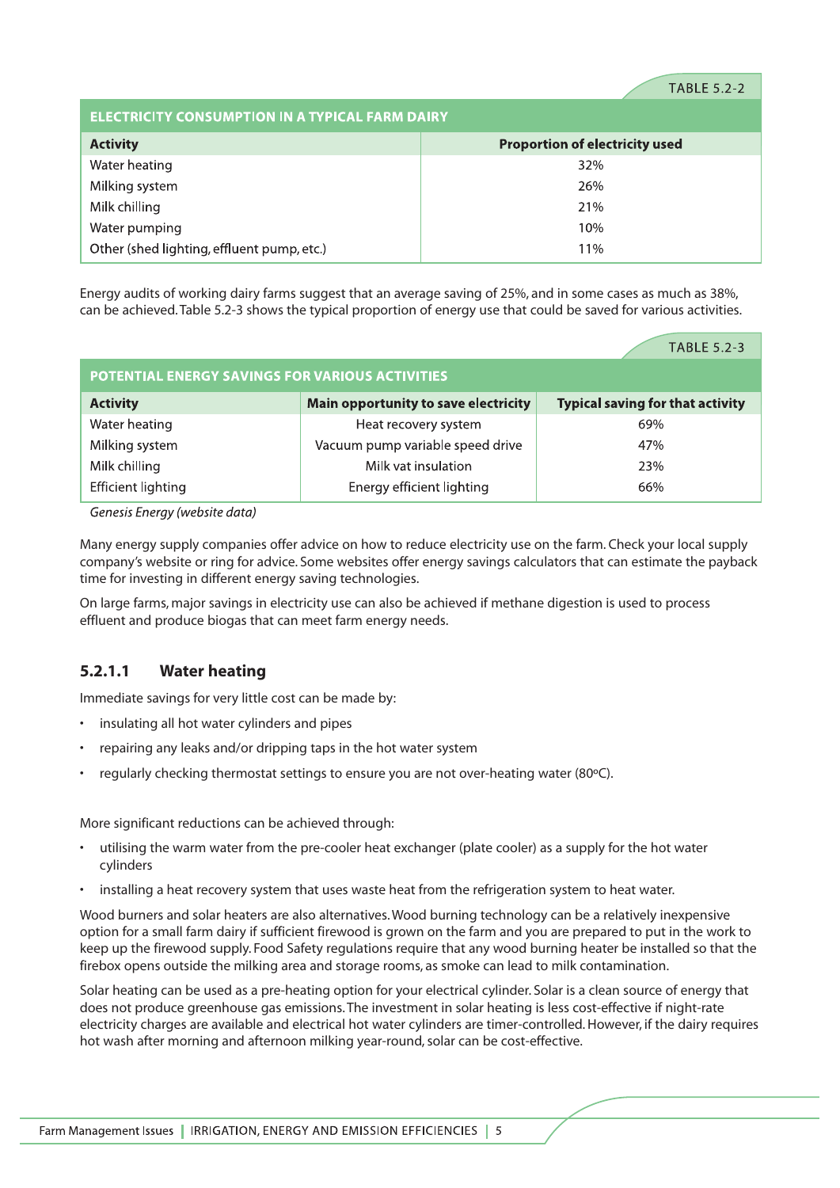TABLE 5.2-2

| ELECTRICITY CONSUMPTION IN A TYPICAL FARM DAIRY | |
|---|---|
| **Activity** | **Proportion of electricity used** |
| Water heating | 32% |
| Milking system | 26% |
| Milk chilling | 21% |
| Water pumping | 10% |
| Other (shed lighting, effluent pump, etc.) | 11% |

Energy audits of working dairy farms suggest that an average saving of 25%, and in some cases as much as 38%, can be achieved. Table 5.2-3 shows the typical proportion of energy use that could be saved for various activities.

TABLE 5.2-3

| POTENTIAL ENERGY SAVINGS FOR VARIOUS ACTIVITIES | | |
|---|---|---|
| **Activity** | **Main opportunity to save electricity** | **Typical saving for that activity** |
| Water heating | Heat recovery system | 69% |
| Milking system | Vacuum pump variable speed drive | 47% |
| Milk chilling | Milk vat insulation | 23% |
| Efficient lighting | Energy efficient lighting | 66% |

*Genesis Energy (website data)*

Many energy supply companies offer advice on how to reduce electricity use on the farm. Check your local supply company's website or ring for advice. Some websites offer energy savings calculators that can estimate the payback time for investing in different energy saving technologies.

On large farms, major savings in electricity use can also be achieved if methane digestion is used to process effluent and produce biogas that can meet farm energy needs.

### 5.2.1.1 Water heating

Immediate savings for very little cost can be made by:

- insulating all hot water cylinders and pipes
- repairing any leaks and/or dripping taps in the hot water system
- regularly checking thermostat settings to ensure you are not over-heating water (80ºC).

More significant reductions can be achieved through:

- utilising the warm water from the pre-cooler heat exchanger (plate cooler) as a supply for the hot water cylinders
- installing a heat recovery system that uses waste heat from the refrigeration system to heat water.

Wood burners and solar heaters are also alternatives. Wood burning technology can be a relatively inexpensive option for a small farm dairy if sufficient firewood is grown on the farm and you are prepared to put in the work to keep up the firewood supply. Food Safety regulations require that any wood burning heater be installed so that the firebox opens outside the milking area and storage rooms, as smoke can lead to milk contamination.

Solar heating can be used as a pre-heating option for your electrical cylinder. Solar is a clean source of energy that does not produce greenhouse gas emissions. The investment in solar heating is less cost-effective if night-rate electricity charges are available and electrical hot water cylinders are timer-controlled. However, if the dairy requires hot wash after morning and afternoon milking year-round, solar can be cost-effective.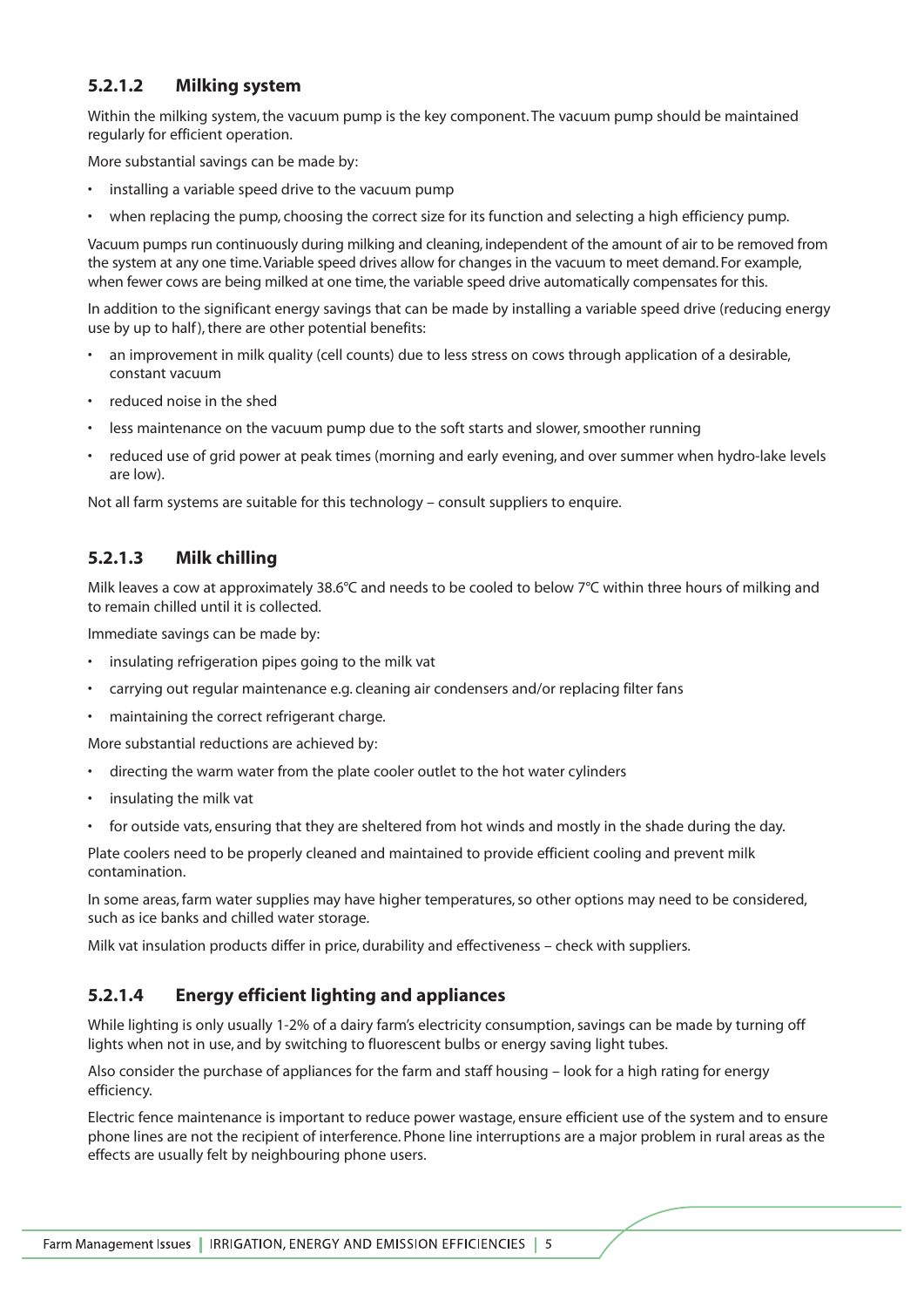#### 5.2.1.2 Milking system

Within the milking system, the vacuum pump is the key component. The vacuum pump should be maintained regularly for efficient operation.

More substantial savings can be made by:

- installing a variable speed drive to the vacuum pump
- when replacing the pump, choosing the correct size for its function and selecting a high efficiency pump.

Vacuum pumps run continuously during milking and cleaning, independent of the amount of air to be removed from the system at any one time. Variable speed drives allow for changes in the vacuum to meet demand. For example, when fewer cows are being milked at one time, the variable speed drive automatically compensates for this.

In addition to the significant energy savings that can be made by installing a variable speed drive (reducing energy use by up to half), there are other potential benefits:

- an improvement in milk quality (cell counts) due to less stress on cows through application of a desirable, constant vacuum
- reduced noise in the shed
- less maintenance on the vacuum pump due to the soft starts and slower, smoother running
- reduced use of grid power at peak times (morning and early evening, and over summer when hydro-lake levels are low).

Not all farm systems are suitable for this technology – consult suppliers to enquire.

#### 5.2.1.3 Milk chilling

Milk leaves a cow at approximately 38.6°C and needs to be cooled to below 7°C within three hours of milking and to remain chilled until it is collected.

Immediate savings can be made by:

- insulating refrigeration pipes going to the milk vat
- carrying out regular maintenance e.g. cleaning air condensers and/or replacing filter fans
- maintaining the correct refrigerant charge.

More substantial reductions are achieved by:

- directing the warm water from the plate cooler outlet to the hot water cylinders
- insulating the milk vat
- for outside vats, ensuring that they are sheltered from hot winds and mostly in the shade during the day.

Plate coolers need to be properly cleaned and maintained to provide efficient cooling and prevent milk contamination.

In some areas, farm water supplies may have higher temperatures, so other options may need to be considered, such as ice banks and chilled water storage.

Milk vat insulation products differ in price, durability and effectiveness – check with suppliers.

#### 5.2.1.4 Energy efficient lighting and appliances

While lighting is only usually 1-2% of a dairy farm's electricity consumption, savings can be made by turning off lights when not in use, and by switching to fluorescent bulbs or energy saving light tubes.

Also consider the purchase of appliances for the farm and staff housing – look for a high rating for energy efficiency.

Electric fence maintenance is important to reduce power wastage, ensure efficient use of the system and to ensure phone lines are not the recipient of interference. Phone line interruptions are a major problem in rural areas as the effects are usually felt by neighbouring phone users.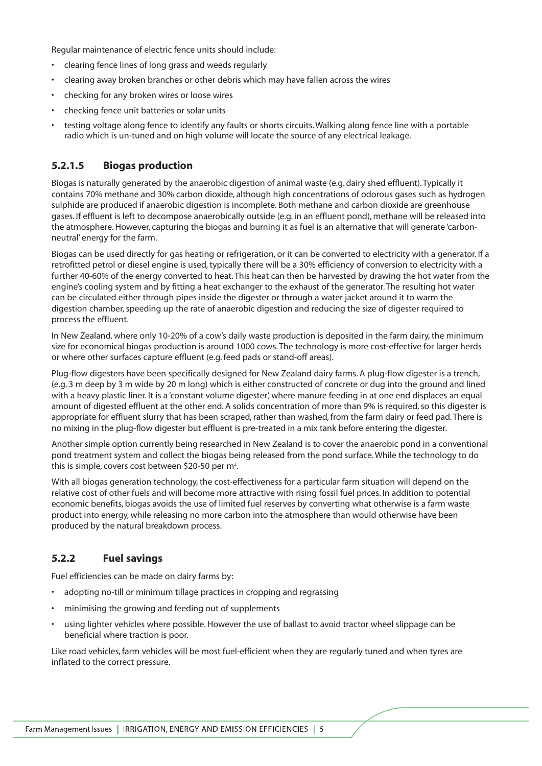Regular maintenance of electric fence units should include:

- clearing fence lines of long grass and weeds regularly
- clearing away broken branches or other debris which may have fallen across the wires
- checking for any broken wires or loose wires
- checking fence unit batteries or solar units
- testing voltage along fence to identify any faults or shorts circuits. Walking along fence line with a portable radio which is un-tuned and on high volume will locate the source of any electrical leakage.

### 5.2.1.5 Biogas production

Biogas is naturally generated by the anaerobic digestion of animal waste (e.g. dairy shed effluent). Typically it contains 70% methane and 30% carbon dioxide, although high concentrations of odorous gases such as hydrogen sulphide are produced if anaerobic digestion is incomplete. Both methane and carbon dioxide are greenhouse gases. If effluent is left to decompose anaerobically outside (e.g. in an effluent pond), methane will be released into the atmosphere. However, capturing the biogas and burning it as fuel is an alternative that will generate 'carbon-neutral' energy for the farm.

Biogas can be used directly for gas heating or refrigeration, or it can be converted to electricity with a generator. If a retrofitted petrol or diesel engine is used, typically there will be a 30% efficiency of conversion to electricity with a further 40-60% of the energy converted to heat. This heat can then be harvested by drawing the hot water from the engine's cooling system and by fitting a heat exchanger to the exhaust of the generator. The resulting hot water can be circulated either through pipes inside the digester or through a water jacket around it to warm the digestion chamber, speeding up the rate of anaerobic digestion and reducing the size of digester required to process the effluent.

In New Zealand, where only 10-20% of a cow's daily waste production is deposited in the farm dairy, the minimum size for economical biogas production is around 1000 cows. The technology is more cost-effective for larger herds or where other surfaces capture effluent (e.g. feed pads or stand-off areas).

Plug-flow digesters have been specifically designed for New Zealand dairy farms. A plug-flow digester is a trench, (e.g. 3 m deep by 3 m wide by 20 m long) which is either constructed of concrete or dug into the ground and lined with a heavy plastic liner. It is a 'constant volume digester', where manure feeding in at one end displaces an equal amount of digested effluent at the other end. A solids concentration of more than 9% is required, so this digester is appropriate for effluent slurry that has been scraped, rather than washed, from the farm dairy or feed pad. There is no mixing in the plug-flow digester but effluent is pre-treated in a mix tank before entering the digester.

Another simple option currently being researched in New Zealand is to cover the anaerobic pond in a conventional pond treatment system and collect the biogas being released from the pond surface. While the technology to do this is simple, covers cost between \$20-50 per $m^2$.

With all biogas generation technology, the cost-effectiveness for a particular farm situation will depend on the relative cost of other fuels and will become more attractive with rising fossil fuel prices. In addition to potential economic benefits, biogas avoids the use of limited fuel reserves by converting what otherwise is a farm waste product into energy, while releasing no more carbon into the atmosphere than would otherwise have been produced by the natural breakdown process.

## 5.2.2 Fuel savings

Fuel efficiencies can be made on dairy farms by:

- adopting no-till or minimum tillage practices in cropping and regrassing
- minimising the growing and feeding out of supplements
- using lighter vehicles where possible. However the use of ballast to avoid tractor wheel slippage can be beneficial where traction is poor.

Like road vehicles, farm vehicles will be most fuel-efficient when they are regularly tuned and when tyres are inflated to the correct pressure.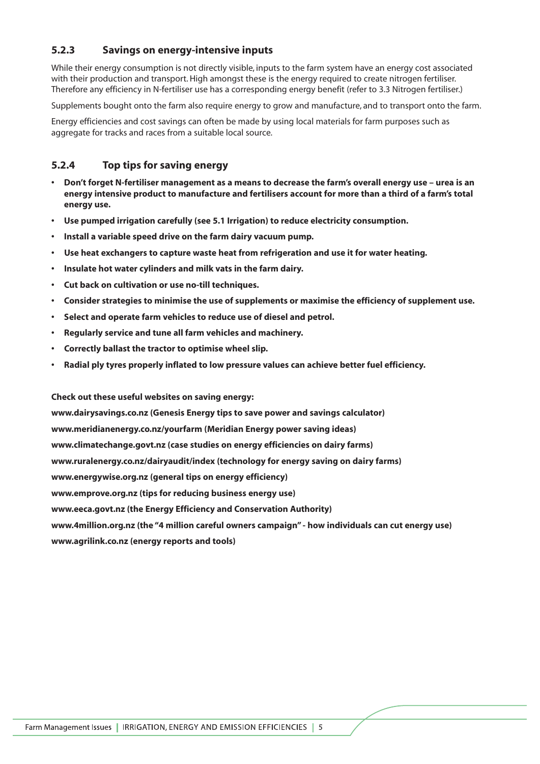### 5.2.3 Savings on energy-intensive inputs

While their energy consumption is not directly visible, inputs to the farm system have an energy cost associated with their production and transport. High amongst these is the energy required to create nitrogen fertiliser. Therefore any efficiency in N-fertiliser use has a corresponding energy benefit (refer to 3.3 Nitrogen fertiliser.)

Supplements bought onto the farm also require energy to grow and manufacture, and to transport onto the farm.

Energy efficiencies and cost savings can often be made by using local materials for farm purposes such as aggregate for tracks and races from a suitable local source.

### 5.2.4 Top tips for saving energy

- **Don't forget N-fertiliser management as a means to decrease the farm's overall energy use – urea is an energy intensive product to manufacture and fertilisers account for more than a third of a farm's total energy use.**
- **Use pumped irrigation carefully (see 5.1 Irrigation) to reduce electricity consumption.**
- **Install a variable speed drive on the farm dairy vacuum pump.**
- **Use heat exchangers to capture waste heat from refrigeration and use it for water heating.**
- **Insulate hot water cylinders and milk vats in the farm dairy.**
- **Cut back on cultivation or use no-till techniques.**
- **Consider strategies to minimise the use of supplements or maximise the efficiency of supplement use.**
- **Select and operate farm vehicles to reduce use of diesel and petrol.**
- **Regularly service and tune all farm vehicles and machinery.**
- **Correctly ballast the tractor to optimise wheel slip.**
- **Radial ply tyres properly inflated to low pressure values can achieve better fuel efficiency.**

**Check out these useful websites on saving energy:**

**www.dairysavings.co.nz (Genesis Energy tips to save power and savings calculator)**

**www.meridianenergy.co.nz/yourfarm (Meridian Energy power saving ideas)**

**www.climatechange.govt.nz (case studies on energy efficiencies on dairy farms)**

**www.ruralenergy.co.nz/dairyaudit/index (technology for energy saving on dairy farms)**

**www.energywise.org.nz (general tips on energy efficiency)**

**www.emprove.org.nz (tips for reducing business energy use)**

**www.eeca.govt.nz (the Energy Efficiency and Conservation Authority)**

**www.4million.org.nz (the "4 million careful owners campaign" - how individuals can cut energy use)**

**www.agrilink.co.nz (energy reports and tools)**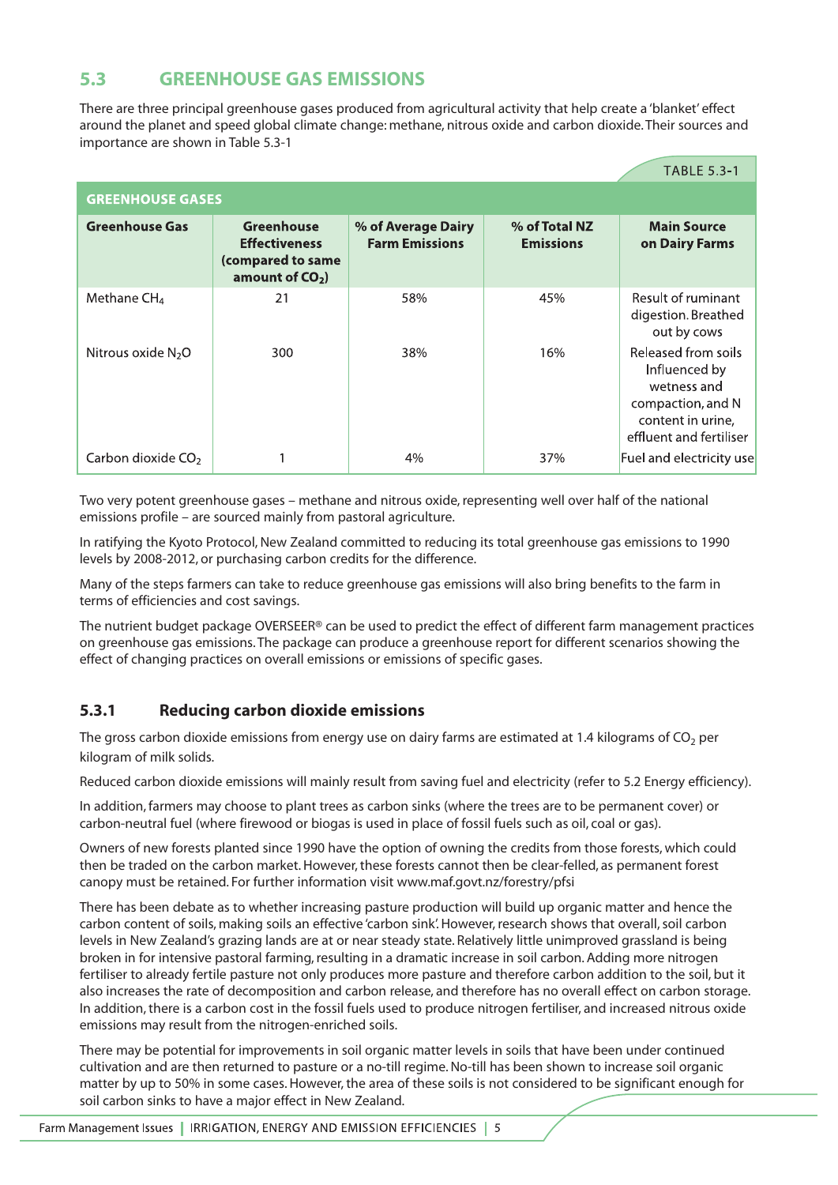## 5.3 GREENHOUSE GAS EMISSIONS

There are three principal greenhouse gases produced from agricultural activity that help create a 'blanket' effect around the planet and speed global climate change: methane, nitrous oxide and carbon dioxide. Their sources and importance are shown in Table 5.3-1

TABLE 5.3-1

**GREENHOUSE GASES**

| Greenhouse Gas | Greenhouse Effectiveness (compared to same amount of $CO_2$) | % of Average Dairy Farm Emissions | % of Total NZ Emissions | Main Source on Dairy Farms |
|---|---|---|---|---|
| Methane $CH_4$ | 21 | 58% | 45% | Result of ruminant digestion. Breathed out by cows |
| Nitrous oxide $N_2O$ | 300 | 38% | 16% | Released from soils Influenced by wetness and compaction, and N content in urine, effluent and fertiliser |
| Carbon dioxide $CO_2$ | 1 | 4% | 37% | Fuel and electricity use |

Two very potent greenhouse gases – methane and nitrous oxide, representing well over half of the national emissions profile – are sourced mainly from pastoral agriculture.

In ratifying the Kyoto Protocol, New Zealand committed to reducing its total greenhouse gas emissions to 1990 levels by 2008-2012, or purchasing carbon credits for the difference.

Many of the steps farmers can take to reduce greenhouse gas emissions will also bring benefits to the farm in terms of efficiencies and cost savings.

The nutrient budget package OVERSEER® can be used to predict the effect of different farm management practices on greenhouse gas emissions. The package can produce a greenhouse report for different scenarios showing the effect of changing practices on overall emissions or emissions of specific gases.

### 5.3.1 Reducing carbon dioxide emissions

The gross carbon dioxide emissions from energy use on dairy farms are estimated at 1.4 kilograms of $CO_2$ per kilogram of milk solids.

Reduced carbon dioxide emissions will mainly result from saving fuel and electricity (refer to 5.2 Energy efficiency).

In addition, farmers may choose to plant trees as carbon sinks (where the trees are to be permanent cover) or carbon-neutral fuel (where firewood or biogas is used in place of fossil fuels such as oil, coal or gas).

Owners of new forests planted since 1990 have the option of owning the credits from those forests, which could then be traded on the carbon market. However, these forests cannot then be clear-felled, as permanent forest canopy must be retained. For further information visit www.maf.govt.nz/forestry/pfsi

There has been debate as to whether increasing pasture production will build up organic matter and hence the carbon content of soils, making soils an effective 'carbon sink'. However, research shows that overall, soil carbon levels in New Zealand's grazing lands are at or near steady state. Relatively little unimproved grassland is being broken in for intensive pastoral farming, resulting in a dramatic increase in soil carbon. Adding more nitrogen fertiliser to already fertile pasture not only produces more pasture and therefore carbon addition to the soil, but it also increases the rate of decomposition and carbon release, and therefore has no overall effect on carbon storage. In addition, there is a carbon cost in the fossil fuels used to produce nitrogen fertiliser, and increased nitrous oxide emissions may result from the nitrogen-enriched soils.

There may be potential for improvements in soil organic matter levels in soils that have been under continued cultivation and are then returned to pasture or a no-till regime. No-till has been shown to increase soil organic matter by up to 50% in some cases. However, the area of these soils is not considered to be significant enough for soil carbon sinks to have a major effect in New Zealand.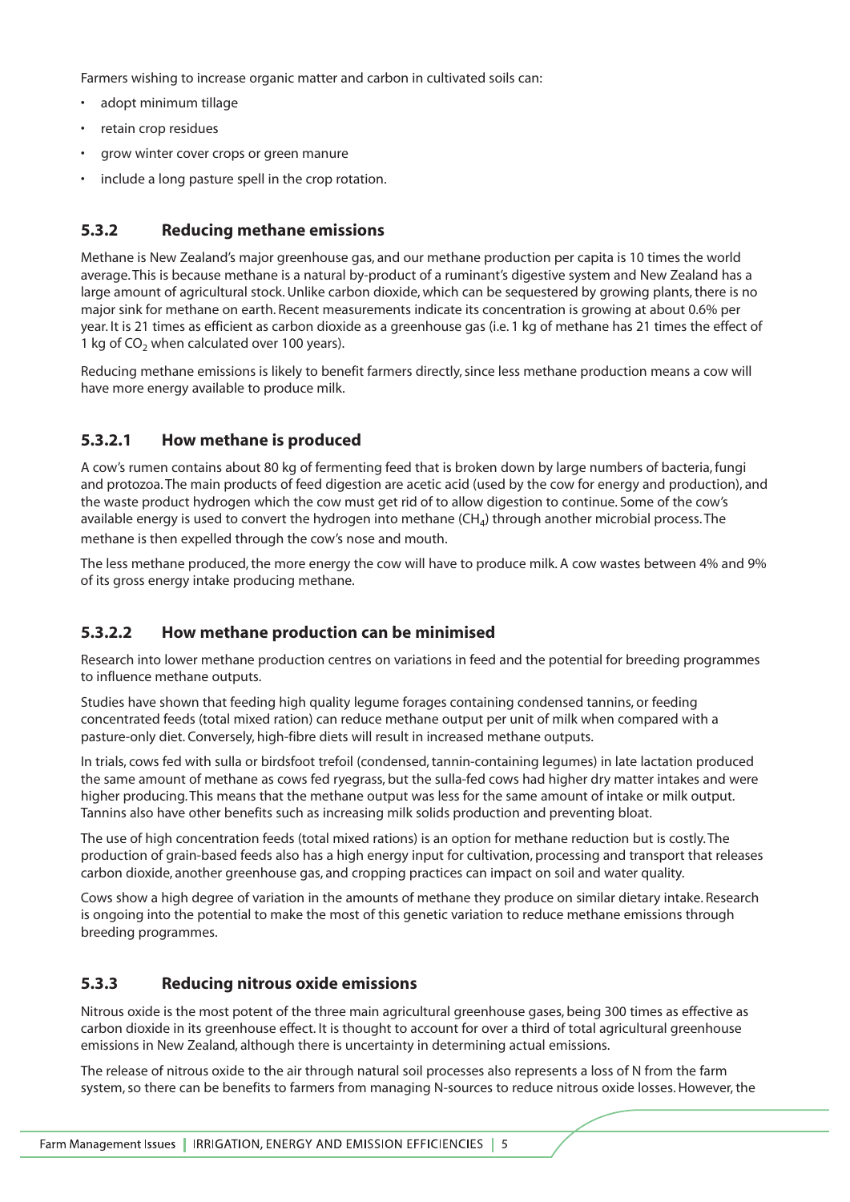Farmers wishing to increase organic matter and carbon in cultivated soils can:

- adopt minimum tillage
- retain crop residues
- grow winter cover crops or green manure
- include a long pasture spell in the crop rotation.

### 5.3.2 Reducing methane emissions

Methane is New Zealand's major greenhouse gas, and our methane production per capita is 10 times the world average. This is because methane is a natural by-product of a ruminant's digestive system and New Zealand has a large amount of agricultural stock. Unlike carbon dioxide, which can be sequestered by growing plants, there is no major sink for methane on earth. Recent measurements indicate its concentration is growing at about 0.6% per year. It is 21 times as efficient as carbon dioxide as a greenhouse gas (i.e. 1 kg of methane has 21 times the effect of 1 kg of $CO_2$ when calculated over 100 years).

Reducing methane emissions is likely to benefit farmers directly, since less methane production means a cow will have more energy available to produce milk.

#### 5.3.2.1 How methane is produced

A cow's rumen contains about 80 kg of fermenting feed that is broken down by large numbers of bacteria, fungi and protozoa. The main products of feed digestion are acetic acid (used by the cow for energy and production), and the waste product hydrogen which the cow must get rid of to allow digestion to continue. Some of the cow's available energy is used to convert the hydrogen into methane ($CH_4$) through another microbial process. The methane is then expelled through the cow's nose and mouth.

The less methane produced, the more energy the cow will have to produce milk. A cow wastes between 4% and 9% of its gross energy intake producing methane.

#### 5.3.2.2 How methane production can be minimised

Research into lower methane production centres on variations in feed and the potential for breeding programmes to influence methane outputs.

Studies have shown that feeding high quality legume forages containing condensed tannins, or feeding concentrated feeds (total mixed ration) can reduce methane output per unit of milk when compared with a pasture-only diet. Conversely, high-fibre diets will result in increased methane outputs.

In trials, cows fed with sulla or birdsfoot trefoil (condensed, tannin-containing legumes) in late lactation produced the same amount of methane as cows fed ryegrass, but the sulla-fed cows had higher dry matter intakes and were higher producing. This means that the methane output was less for the same amount of intake or milk output. Tannins also have other benefits such as increasing milk solids production and preventing bloat.

The use of high concentration feeds (total mixed rations) is an option for methane reduction but is costly. The production of grain-based feeds also has a high energy input for cultivation, processing and transport that releases carbon dioxide, another greenhouse gas, and cropping practices can impact on soil and water quality.

Cows show a high degree of variation in the amounts of methane they produce on similar dietary intake. Research is ongoing into the potential to make the most of this genetic variation to reduce methane emissions through breeding programmes.

### 5.3.3 Reducing nitrous oxide emissions

Nitrous oxide is the most potent of the three main agricultural greenhouse gases, being 300 times as effective as carbon dioxide in its greenhouse effect. It is thought to account for over a third of total agricultural greenhouse emissions in New Zealand, although there is uncertainty in determining actual emissions.

The release of nitrous oxide to the air through natural soil processes also represents a loss of N from the farm system, so there can be benefits to farmers from managing N-sources to reduce nitrous oxide losses. However, the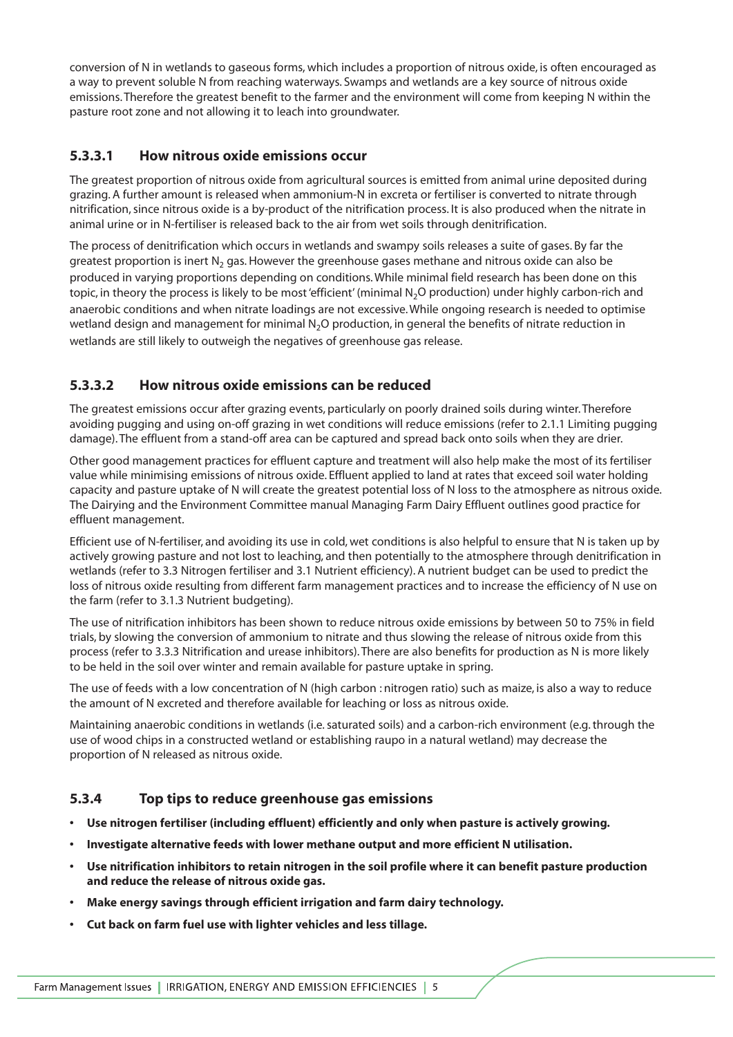conversion of N in wetlands to gaseous forms, which includes a proportion of nitrous oxide, is often encouraged as a way to prevent soluble N from reaching waterways. Swamps and wetlands are a key source of nitrous oxide emissions. Therefore the greatest benefit to the farmer and the environment will come from keeping N within the pasture root zone and not allowing it to leach into groundwater.

### 5.3.3.1 How nitrous oxide emissions occur

The greatest proportion of nitrous oxide from agricultural sources is emitted from animal urine deposited during grazing. A further amount is released when ammonium-N in excreta or fertiliser is converted to nitrate through nitrification, since nitrous oxide is a by-product of the nitrification process. It is also produced when the nitrate in animal urine or in N-fertiliser is released back to the air from wet soils through denitrification.

The process of denitrification which occurs in wetlands and swampy soils releases a suite of gases. By far the greatest proportion is inert $N_2$ gas. However the greenhouse gases methane and nitrous oxide can also be produced in varying proportions depending on conditions. While minimal field research has been done on this topic, in theory the process is likely to be most 'efficient' (minimal $N_2O$ production) under highly carbon-rich and anaerobic conditions and when nitrate loadings are not excessive. While ongoing research is needed to optimise wetland design and management for minimal $N_2O$ production, in general the benefits of nitrate reduction in wetlands are still likely to outweigh the negatives of greenhouse gas release.

### 5.3.3.2 How nitrous oxide emissions can be reduced

The greatest emissions occur after grazing events, particularly on poorly drained soils during winter. Therefore avoiding pugging and using on-off grazing in wet conditions will reduce emissions (refer to 2.1.1 Limiting pugging damage). The effluent from a stand-off area can be captured and spread back onto soils when they are drier.

Other good management practices for effluent capture and treatment will also help make the most of its fertiliser value while minimising emissions of nitrous oxide. Effluent applied to land at rates that exceed soil water holding capacity and pasture uptake of N will create the greatest potential loss of N loss to the atmosphere as nitrous oxide. The Dairying and the Environment Committee manual Managing Farm Dairy Effluent outlines good practice for effluent management.

Efficient use of N-fertiliser, and avoiding its use in cold, wet conditions is also helpful to ensure that N is taken up by actively growing pasture and not lost to leaching, and then potentially to the atmosphere through denitrification in wetlands (refer to 3.3 Nitrogen fertiliser and 3.1 Nutrient efficiency). A nutrient budget can be used to predict the loss of nitrous oxide resulting from different farm management practices and to increase the efficiency of N use on the farm (refer to 3.1.3 Nutrient budgeting).

The use of nitrification inhibitors has been shown to reduce nitrous oxide emissions by between 50 to 75% in field trials, by slowing the conversion of ammonium to nitrate and thus slowing the release of nitrous oxide from this process (refer to 3.3.3 Nitrification and urease inhibitors). There are also benefits for production as N is more likely to be held in the soil over winter and remain available for pasture uptake in spring.

The use of feeds with a low concentration of N (high carbon : nitrogen ratio) such as maize, is also a way to reduce the amount of N excreted and therefore available for leaching or loss as nitrous oxide.

Maintaining anaerobic conditions in wetlands (i.e. saturated soils) and a carbon-rich environment (e.g. through the use of wood chips in a constructed wetland or establishing raupo in a natural wetland) may decrease the proportion of N released as nitrous oxide.

## 5.3.4 Top tips to reduce greenhouse gas emissions

- **Use nitrogen fertiliser (including effluent) efficiently and only when pasture is actively growing.**
- **Investigate alternative feeds with lower methane output and more efficient N utilisation.**
- **Use nitrification inhibitors to retain nitrogen in the soil profile where it can benefit pasture production and reduce the release of nitrous oxide gas.**
- **Make energy savings through efficient irrigation and farm dairy technology.**
- **Cut back on farm fuel use with lighter vehicles and less tillage.**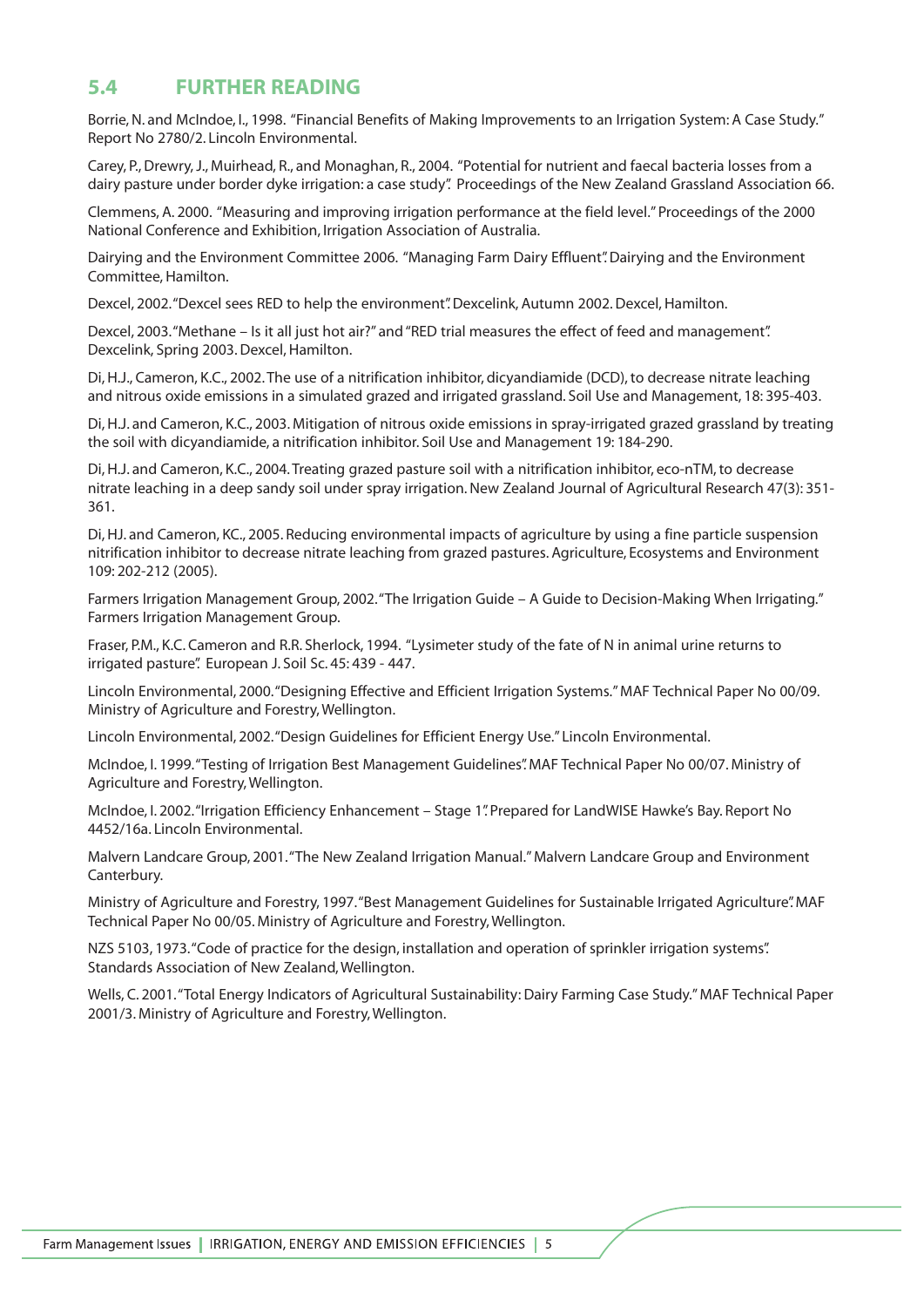## 5.4 FURTHER READING

Borrie, N. and McIndoe, I., 1998. "Financial Benefits of Making Improvements to an Irrigation System: A Case Study." Report No 2780/2. Lincoln Environmental.

Carey, P., Drewry, J., Muirhead, R., and Monaghan, R., 2004. "Potential for nutrient and faecal bacteria losses from a dairy pasture under border dyke irrigation: a case study". Proceedings of the New Zealand Grassland Association 66.

Clemmens, A. 2000. "Measuring and improving irrigation performance at the field level." Proceedings of the 2000 National Conference and Exhibition, Irrigation Association of Australia.

Dairying and the Environment Committee 2006. "Managing Farm Dairy Effluent". Dairying and the Environment Committee, Hamilton.

Dexcel, 2002. "Dexcel sees RED to help the environment". Dexcelink, Autumn 2002. Dexcel, Hamilton.

Dexcel, 2003. "Methane – Is it all just hot air?" and "RED trial measures the effect of feed and management". Dexcelink, Spring 2003. Dexcel, Hamilton.

Di, H.J., Cameron, K.C., 2002. The use of a nitrification inhibitor, dicyandiamide (DCD), to decrease nitrate leaching and nitrous oxide emissions in a simulated grazed and irrigated grassland. Soil Use and Management, 18: 395-403.

Di, H.J. and Cameron, K.C., 2003. Mitigation of nitrous oxide emissions in spray-irrigated grazed grassland by treating the soil with dicyandiamide, a nitrification inhibitor. Soil Use and Management 19: 184-290.

Di, H.J. and Cameron, K.C., 2004. Treating grazed pasture soil with a nitrification inhibitor, eco-nTM, to decrease nitrate leaching in a deep sandy soil under spray irrigation. New Zealand Journal of Agricultural Research 47(3): 351-361.

Di, HJ. and Cameron, KC., 2005. Reducing environmental impacts of agriculture by using a fine particle suspension nitrification inhibitor to decrease nitrate leaching from grazed pastures. Agriculture, Ecosystems and Environment 109: 202-212 (2005).

Farmers Irrigation Management Group, 2002. "The Irrigation Guide – A Guide to Decision-Making When Irrigating." Farmers Irrigation Management Group.

Fraser, P.M., K.C. Cameron and R.R. Sherlock, 1994. "Lysimeter study of the fate of N in animal urine returns to irrigated pasture". European J. Soil Sc. 45: 439 - 447.

Lincoln Environmental, 2000. "Designing Effective and Efficient Irrigation Systems." MAF Technical Paper No 00/09. Ministry of Agriculture and Forestry, Wellington.

Lincoln Environmental, 2002. "Design Guidelines for Efficient Energy Use." Lincoln Environmental.

McIndoe, I. 1999. "Testing of Irrigation Best Management Guidelines". MAF Technical Paper No 00/07. Ministry of Agriculture and Forestry, Wellington.

McIndoe, I. 2002. "Irrigation Efficiency Enhancement – Stage 1". Prepared for LandWISE Hawke's Bay. Report No 4452/16a. Lincoln Environmental.

Malvern Landcare Group, 2001. "The New Zealand Irrigation Manual." Malvern Landcare Group and Environment Canterbury.

Ministry of Agriculture and Forestry, 1997. "Best Management Guidelines for Sustainable Irrigated Agriculture". MAF Technical Paper No 00/05. Ministry of Agriculture and Forestry, Wellington.

NZS 5103, 1973. "Code of practice for the design, installation and operation of sprinkler irrigation systems". Standards Association of New Zealand, Wellington.

Wells, C. 2001. "Total Energy Indicators of Agricultural Sustainability: Dairy Farming Case Study." MAF Technical Paper 2001/3. Ministry of Agriculture and Forestry, Wellington.